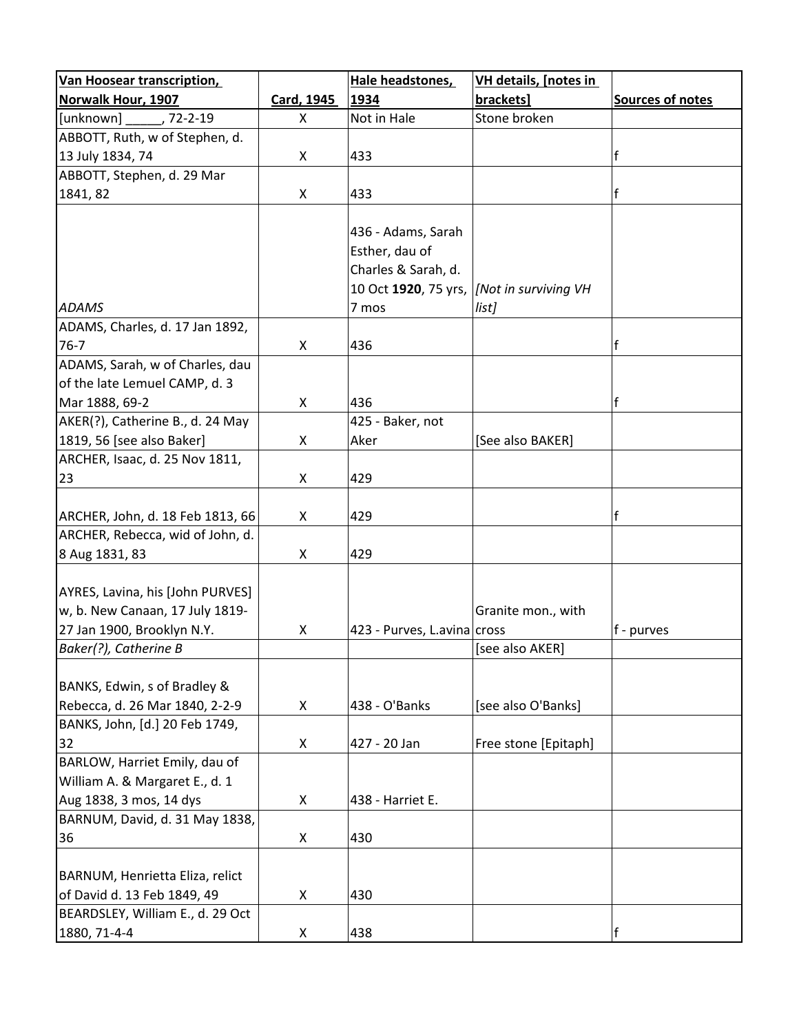| Van Hoosear transcription, Norwalk Hour, 1907 | Card, 1945 | Hale headstones, 1934 | VH details, [notes in brackets] | Sources of notes |
|---|---|---|---|---|
| [unknown] _____, 72-2-19 | X | Not in Hale | Stone broken | |
| ABBOTT, Ruth, w of Stephen, d. 13 July 1834, 74 | X | 433 | | f |
| ABBOTT, Stephen, d. 29 Mar 1841, 82 | X | 433 | | f |
| *ADAMS* | | 436 - Adams, Sarah Esther, dau of Charles & Sarah, d. 10 Oct **1920**, 75 yrs, 7 mos | *[Not in surviving VH list]* | |
| ADAMS, Charles, d. 17 Jan 1892, 76-7 | X | 436 | | f |
| ADAMS, Sarah, w of Charles, dau of the late Lemuel CAMP, d. 3 Mar 1888, 69-2 | X | 436 | | f |
| AKER(?), Catherine B., d. 24 May 1819, 56 [see also Baker] | X | 425 - Baker, not Aker | [See also BAKER] | |
| ARCHER, Isaac, d. 25 Nov 1811, 23 | X | 429 | | |
| ARCHER, John, d. 18 Feb 1813, 66 | X | 429 | | f |
| ARCHER, Rebecca, wid of John, d. 8 Aug 1831, 83 | X | 429 | | |
| AYRES, Lavina, his [John PURVES] w, b. New Canaan, 17 July 1819-27 Jan 1900, Brooklyn N.Y. | X | 423 - Purves, L.avina | Granite mon., with cross | f - purves |
| *Baker(?), Catherine B* | | | [see also AKER] | |
| BANKS, Edwin, s of Bradley & Rebecca, d. 26 Mar 1840, 2-2-9 | X | 438 - O'Banks | [see also O'Banks] | |
| BANKS, John, [d.] 20 Feb 1749, 32 | X | 427 - 20 Jan | Free stone [Epitaph] | |
| BARLOW, Harriet Emily, dau of William A. & Margaret E., d. 1 Aug 1838, 3 mos, 14 dys | X | 438 - Harriet E. | | |
| BARNUM, David, d. 31 May 1838, 36 | X | 430 | | |
| BARNUM, Henrietta Eliza, relict of David d. 13 Feb 1849, 49 | X | 430 | | |
| BEARDSLEY, William E., d. 29 Oct 1880, 71-4-4 | X | 438 | | f |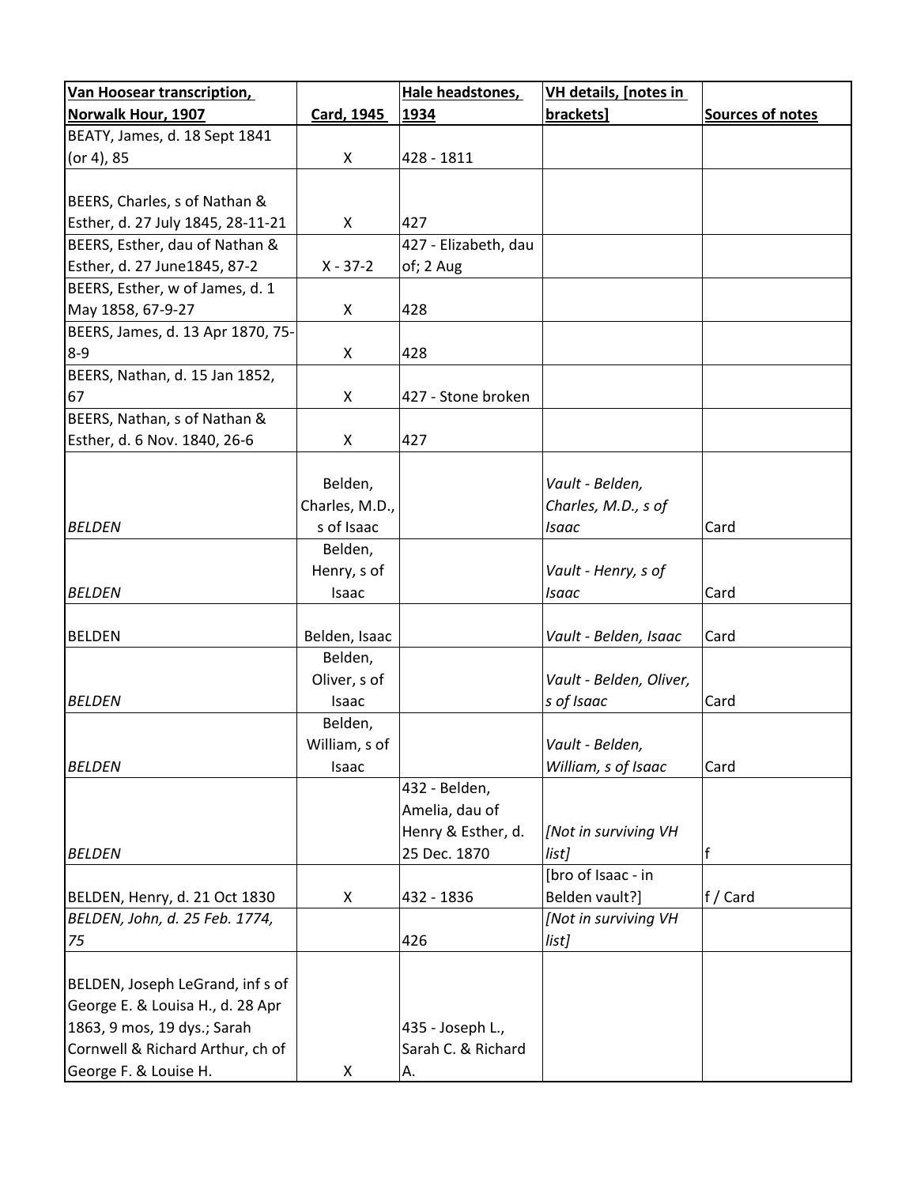| Van Hoosear transcription, Norwalk Hour, 1907 | Card, 1945 | Hale headstones, 1934 | VH details, [notes in brackets] | Sources of notes |
|---|---|---|---|---|
| BEATY, James, d. 18 Sept 1841 (or 4), 85 | X | 428 - 1811 | | |
| BEERS, Charles, s of Nathan & Esther, d. 27 July 1845, 28-11-21 | X | 427 | | |
| BEERS, Esther, dau of Nathan & Esther, d. 27 June1845, 87-2 | X - 37-2 | 427 - Elizabeth, dau of; 2 Aug | | |
| BEERS, Esther, w of James, d. 1 May 1858, 67-9-27 | X | 428 | | |
| BEERS, James, d. 13 Apr 1870, 75-8-9 | X | 428 | | |
| BEERS, Nathan, d. 15 Jan 1852, 67 | X | 427 - Stone broken | | |
| BEERS, Nathan, s of Nathan & Esther, d. 6 Nov. 1840, 26-6 | X | 427 | | |
| *BELDEN* | Belden, Charles, M.D., s of Isaac | | *Vault - Belden, Charles, M.D., s of Isaac* | Card |
| *BELDEN* | Belden, Henry, s of Isaac | | *Vault - Henry, s of Isaac* | Card |
| BELDEN | Belden, Isaac | | *Vault - Belden, Isaac* | Card |
| *BELDEN* | Belden, Oliver, s of Isaac | | *Vault - Belden, Oliver, s of Isaac* | Card |
| *BELDEN* | Belden, William, s of Isaac | | *Vault - Belden, William, s of Isaac* | Card |
| *BELDEN* | | 432 - Belden, Amelia, dau of Henry & Esther, d. 25 Dec. 1870 | *[Not in surviving VH list]* | f |
| BELDEN, Henry, d. 21 Oct 1830 | X | 432 - 1836 | [bro of Isaac - in Belden vault?] | f / Card |
| *BELDEN, John, d. 25 Feb. 1774, 75* | | 426 | *[Not in surviving VH list]* | |
| BELDEN, Joseph LeGrand, inf s of George E. & Louisa H., d. 28 Apr 1863, 9 mos, 19 dys.; Sarah Cornwell & Richard Arthur, ch of George F. & Louise H. | X | 435 - Joseph L., Sarah C. & Richard A. | | |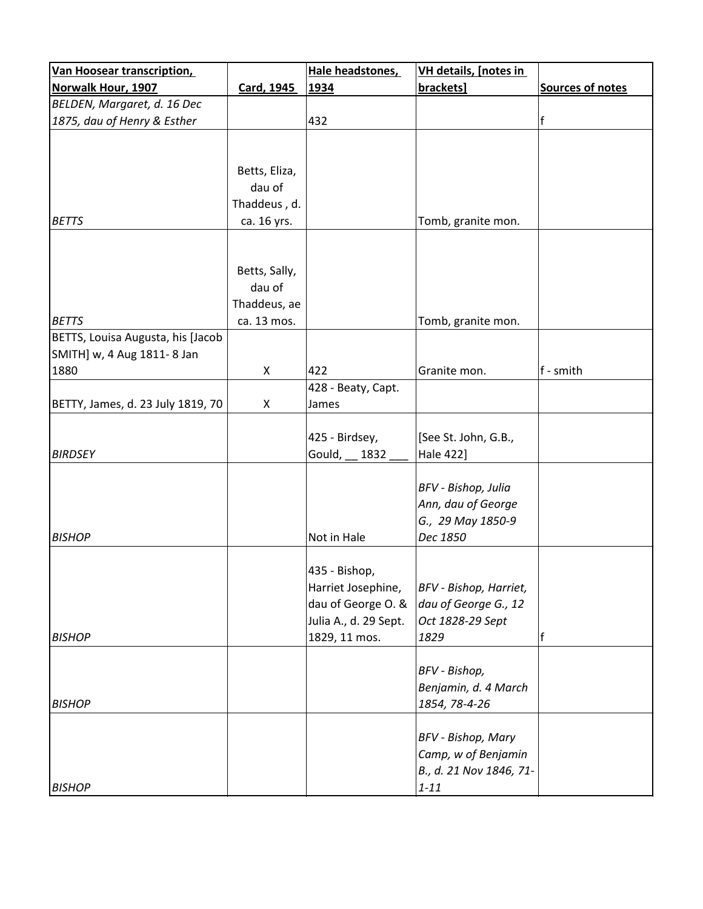| Van Hoosear transcription, Norwalk Hour, 1907 | Card, 1945 | Hale headstones, 1934 | VH details, [notes in brackets] | Sources of notes |
|---|---|---|---|---|
| *BELDEN, Margaret, d. 16 Dec 1875, dau of Henry & Esther* | | 432 | | f |
| *BETTS* | Betts, Eliza, dau of Thaddeus , d. ca. 16 yrs. | | Tomb, granite mon. | |
| *BETTS* | Betts, Sally, dau of Thaddeus, ae ca. 13 mos. | | Tomb, granite mon. | |
| BETTS, Louisa Augusta, his [Jacob SMITH] w, 4 Aug 1811- 8 Jan 1880 | X | 422 | Granite mon. | f - smith |
| BETTY, James, d. 23 July 1819, 70 | X | 428 - Beaty, Capt. James | | |
| *BIRDSEY* | | 425 - Birdsey, Gould, __ 1832 ___ | [See St. John, G.B., Hale 422] | |
| *BISHOP* | | Not in Hale | *BFV - Bishop, Julia Ann, dau of George G., 29 May 1850-9 Dec 1850* | |
| *BISHOP* | | 435 - Bishop, Harriet Josephine, dau of George O. & Julia A., d. 29 Sept. 1829, 11 mos. | *BFV - Bishop, Harriet, dau of George G., 12 Oct 1828-29 Sept 1829* | f |
| *BISHOP* | | | *BFV - Bishop, Benjamin, d. 4 March 1854, 78-4-26* | |
| *BISHOP* | | | *BFV - Bishop, Mary Camp, w of Benjamin B., d. 21 Nov 1846, 71-1-11* | |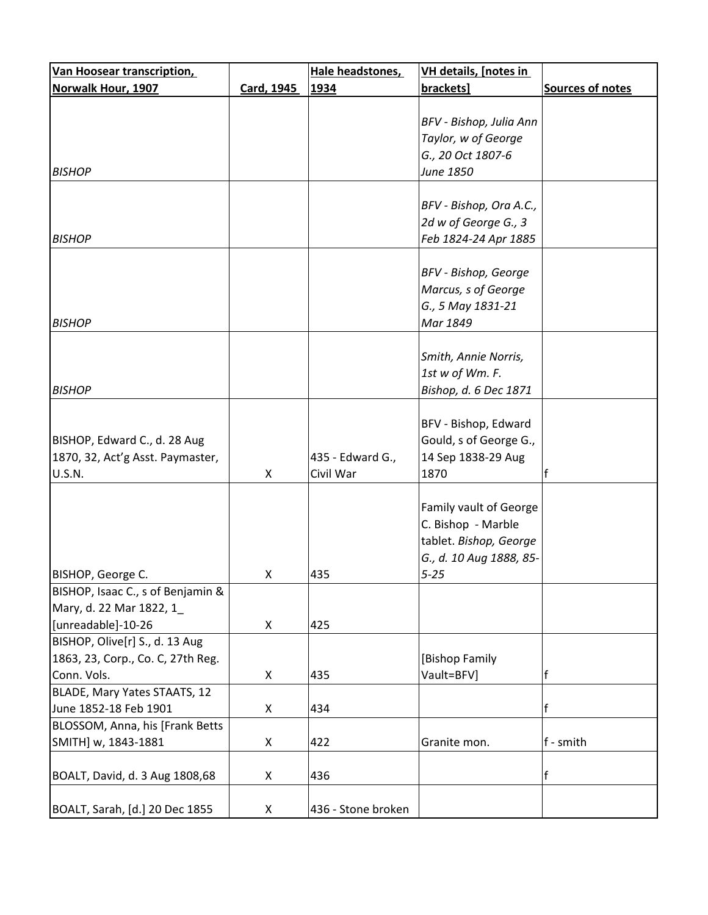| Van Hoosear transcription, Norwalk Hour, 1907 | Card, 1945 | Hale headstones, 1934 | VH details, [notes in brackets] | Sources of notes |
|---|---|---|---|---|
| *BISHOP* | | | *BFV - Bishop, Julia Ann Taylor, w of George G., 20 Oct 1807-6 June 1850* | |
| *BISHOP* | | | *BFV - Bishop, Ora A.C., 2d w of George G., 3 Feb 1824-24 Apr 1885* | |
| *BISHOP* | | | *BFV - Bishop, George Marcus, s of George G., 5 May 1831-21 Mar 1849* | |
| *BISHOP* | | | *Smith, Annie Norris, 1st w of Wm. F. Bishop, d. 6 Dec 1871* | |
| BISHOP, Edward C., d. 28 Aug 1870, 32, Act'g Asst. Paymaster, U.S.N. | X | 435 - Edward G., Civil War | BFV - Bishop, Edward Gould, s of George G., 14 Sep 1838-29 Aug 1870 | f |
| BISHOP, George C. | X | 435 | Family vault of George C. Bishop - Marble tablet. *Bishop, George G., d. 10 Aug 1888, 85-5-25* | |
| BISHOP, Isaac C., s of Benjamin & Mary, d. 22 Mar 1822, 1_ [unreadable]-10-26 | X | 425 | | |
| BISHOP, Olive[r] S., d. 13 Aug 1863, 23, Corp., Co. C, 27th Reg. Conn. Vols. | X | 435 | [Bishop Family Vault=BFV] | f |
| BLADE, Mary Yates STAATS, 12 June 1852-18 Feb 1901 | X | 434 | | f |
| BLOSSOM, Anna, his [Frank Betts SMITH] w, 1843-1881 | X | 422 | Granite mon. | f - smith |
| BOALT, David, d. 3 Aug 1808,68 | X | 436 | | f |
| BOALT, Sarah, [d.] 20 Dec 1855 | X | 436 - Stone broken | | |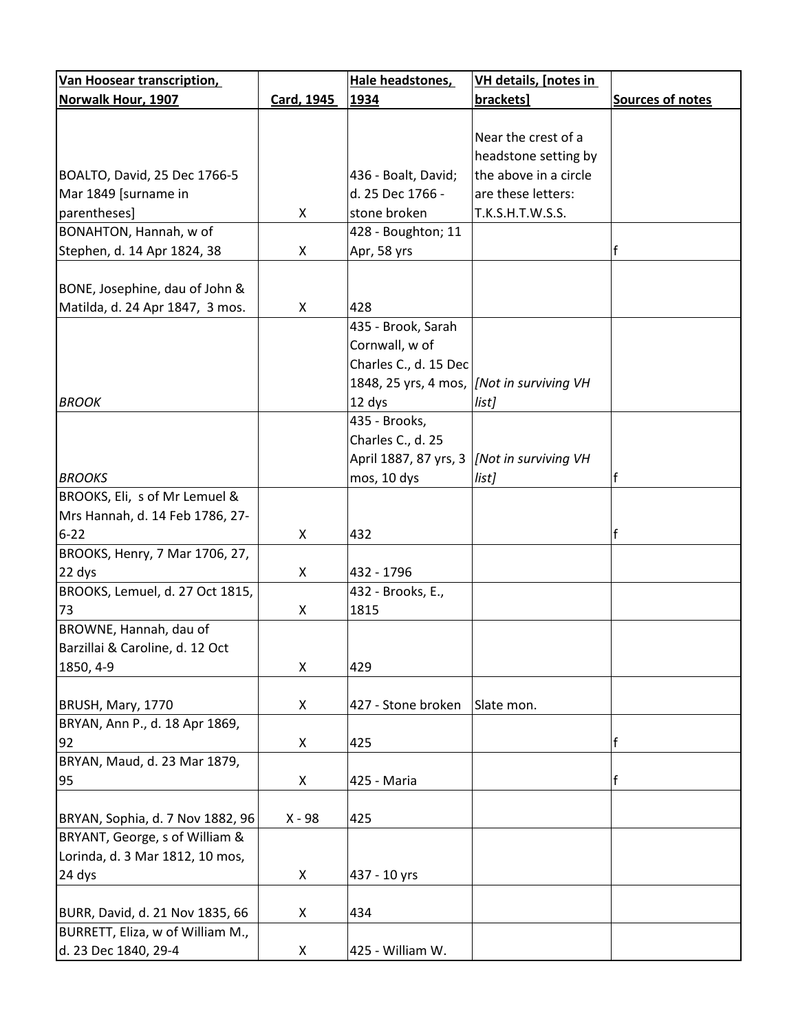| Van Hoosear transcription, Norwalk Hour, 1907 | Card, 1945 | Hale headstones, 1934 | VH details, [notes in brackets] | Sources of notes |
|---|---|---|---|---|
| BOALTO, David, 25 Dec 1766-5 Mar 1849 [surname in parentheses] | X | 436 - Boalt, David; d. 25 Dec 1766 - stone broken | Near the crest of a headstone setting by the above in a circle are these letters: T.K.S.H.T.W.S.S. | |
| BONAHTON, Hannah, w of Stephen, d. 14 Apr 1824, 38 | X | 428 - Boughton; 11 Apr, 58 yrs | | f |
| BONE, Josephine, dau of John & Matilda, d. 24 Apr 1847, 3 mos. | X | 428 | | |
| *BROOK* | | 435 - Brook, Sarah Cornwall, w of Charles C., d. 15 Dec 1848, 25 yrs, 4 mos, 12 dys | *[Not in surviving VH list]* | |
| *BROOKS* | | 435 - Brooks, Charles C., d. 25 April 1887, 87 yrs, 3 mos, 10 dys | *[Not in surviving VH list]* | f |
| BROOKS, Eli, s of Mr Lemuel & Mrs Hannah, d. 14 Feb 1786, 27-6-22 | X | 432 | | f |
| BROOKS, Henry, 7 Mar 1706, 27, 22 dys | X | 432 - 1796 | | |
| BROOKS, Lemuel, d. 27 Oct 1815, 73 | X | 432 - Brooks, E., 1815 | | |
| BROWNE, Hannah, dau of Barzillai & Caroline, d. 12 Oct 1850, 4-9 | X | 429 | | |
| BRUSH, Mary, 1770 | X | 427 - Stone broken | Slate mon. | |
| BRYAN, Ann P., d. 18 Apr 1869, 92 | X | 425 | | f |
| BRYAN, Maud, d. 23 Mar 1879, 95 | X | 425 - Maria | | f |
| BRYAN, Sophia, d. 7 Nov 1882, 96 | X - 98 | 425 | | |
| BRYANT, George, s of William & Lorinda, d. 3 Mar 1812, 10 mos, 24 dys | X | 437 - 10 yrs | | |
| BURR, David, d. 21 Nov 1835, 66 | X | 434 | | |
| BURRETT, Eliza, w of William M., d. 23 Dec 1840, 29-4 | X | 425 - William W. | | |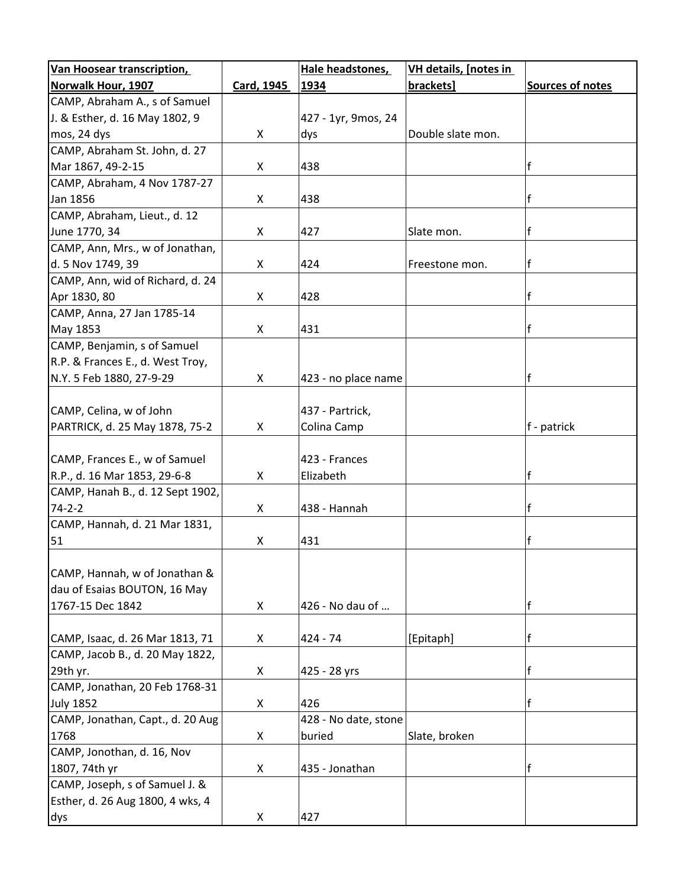| Van Hoosear transcription, Norwalk Hour, 1907 | Card, 1945 | Hale headstones, 1934 | VH details, [notes in brackets] | Sources of notes |
|---|---|---|---|---|
| CAMP, Abraham A., s of Samuel J. & Esther, d. 16 May 1802, 9 mos, 24 dys | X | 427 - 1yr, 9mos, 24 dys | Double slate mon. | |
| CAMP, Abraham St. John, d. 27 Mar 1867, 49-2-15 | X | 438 | | f |
| CAMP, Abraham, 4 Nov 1787-27 Jan 1856 | X | 438 | | f |
| CAMP, Abraham, Lieut., d. 12 June 1770, 34 | X | 427 | Slate mon. | f |
| CAMP, Ann, Mrs., w of Jonathan, d. 5 Nov 1749, 39 | X | 424 | Freestone mon. | f |
| CAMP, Ann, wid of Richard, d. 24 Apr 1830, 80 | X | 428 | | f |
| CAMP, Anna, 27 Jan 1785-14 May 1853 | X | 431 | | f |
| CAMP, Benjamin, s of Samuel R.P. & Frances E., d. West Troy, N.Y. 5 Feb 1880, 27-9-29 | X | 423 - no place name | | f |
| CAMP, Celina, w of John PARTRICK, d. 25 May 1878, 75-2 | X | 437 - Partrick, Colina Camp | | f - patrick |
| CAMP, Frances E., w of Samuel R.P., d. 16 Mar 1853, 29-6-8 | X | 423 - Frances Elizabeth | | f |
| CAMP, Hanah B., d. 12 Sept 1902, 74-2-2 | X | 438 - Hannah | | f |
| CAMP, Hannah, d. 21 Mar 1831, 51 | X | 431 | | f |
| CAMP, Hannah, w of Jonathan & dau of Esaias BOUTON, 16 May 1767-15 Dec 1842 | X | 426 - No dau of … | | f |
| CAMP, Isaac, d. 26 Mar 1813, 71 | X | 424 - 74 | [Epitaph] | f |
| CAMP, Jacob B., d. 20 May 1822, 29th yr. | X | 425 - 28 yrs | | f |
| CAMP, Jonathan, 20 Feb 1768-31 July 1852 | X | 426 | | f |
| CAMP, Jonathan, Capt., d. 20 Aug 1768 | X | 428 - No date, stone buried | Slate, broken | |
| CAMP, Jonothan, d. 16, Nov 1807, 74th yr | X | 435 - Jonathan | | f |
| CAMP, Joseph, s of Samuel J. & Esther, d. 26 Aug 1800, 4 wks, 4 dys | X | 427 | | |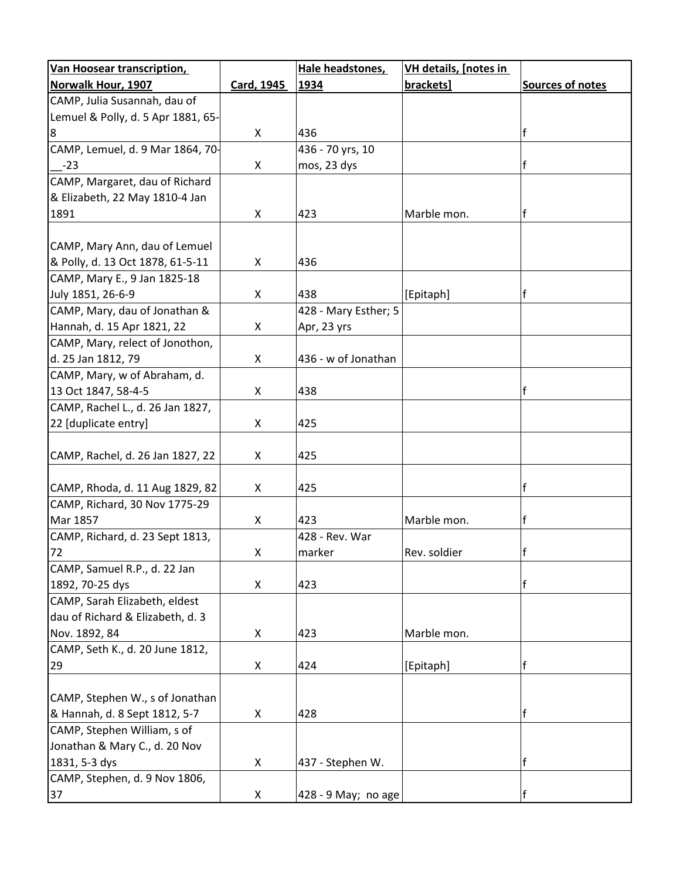| Van Hoosear transcription, Norwalk Hour, 1907 | Card, 1945 | Hale headstones, 1934 | VH details, [notes in brackets] | Sources of notes |
|---|---|---|---|---|
| CAMP, Julia Susannah, dau of Lemuel & Polly, d. 5 Apr 1881, 65-8 | X | 436 | | f |
| CAMP, Lemuel, d. 9 Mar 1864, 70-__-23 | X | 436 - 70 yrs, 10 mos, 23 dys | | f |
| CAMP, Margaret, dau of Richard & Elizabeth, 22 May 1810-4 Jan 1891 | X | 423 | Marble mon. | f |
| CAMP, Mary Ann, dau of Lemuel & Polly, d. 13 Oct 1878, 61-5-11 | X | 436 | | |
| CAMP, Mary E., 9 Jan 1825-18 July 1851, 26-6-9 | X | 438 | [Epitaph] | f |
| CAMP, Mary, dau of Jonathan & Hannah, d. 15 Apr 1821, 22 | X | 428 - Mary Esther; 5 Apr, 23 yrs | | |
| CAMP, Mary, relect of Jonothon, d. 25 Jan 1812, 79 | X | 436 - w of Jonathan | | |
| CAMP, Mary, w of Abraham, d. 13 Oct 1847, 58-4-5 | X | 438 | | f |
| CAMP, Rachel L., d. 26 Jan 1827, 22 [duplicate entry] | X | 425 | | |
| CAMP, Rachel, d. 26 Jan 1827, 22 | X | 425 | | |
| CAMP, Rhoda, d. 11 Aug 1829, 82 | X | 425 | | f |
| CAMP, Richard, 30 Nov 1775-29 Mar 1857 | X | 423 | Marble mon. | f |
| CAMP, Richard, d. 23 Sept 1813, 72 | X | 428 - Rev. War marker | Rev. soldier | f |
| CAMP, Samuel R.P., d. 22 Jan 1892, 70-25 dys | X | 423 | | f |
| CAMP, Sarah Elizabeth, eldest dau of Richard & Elizabeth, d. 3 Nov. 1892, 84 | X | 423 | Marble mon. | |
| CAMP, Seth K., d. 20 June 1812, 29 | X | 424 | [Epitaph] | f |
| CAMP, Stephen W., s of Jonathan & Hannah, d. 8 Sept 1812, 5-7 | X | 428 | | f |
| CAMP, Stephen William, s of Jonathan & Mary C., d. 20 Nov 1831, 5-3 dys | X | 437 - Stephen W. | | f |
| CAMP, Stephen, d. 9 Nov 1806, 37 | X | 428 - 9 May; no age | | f |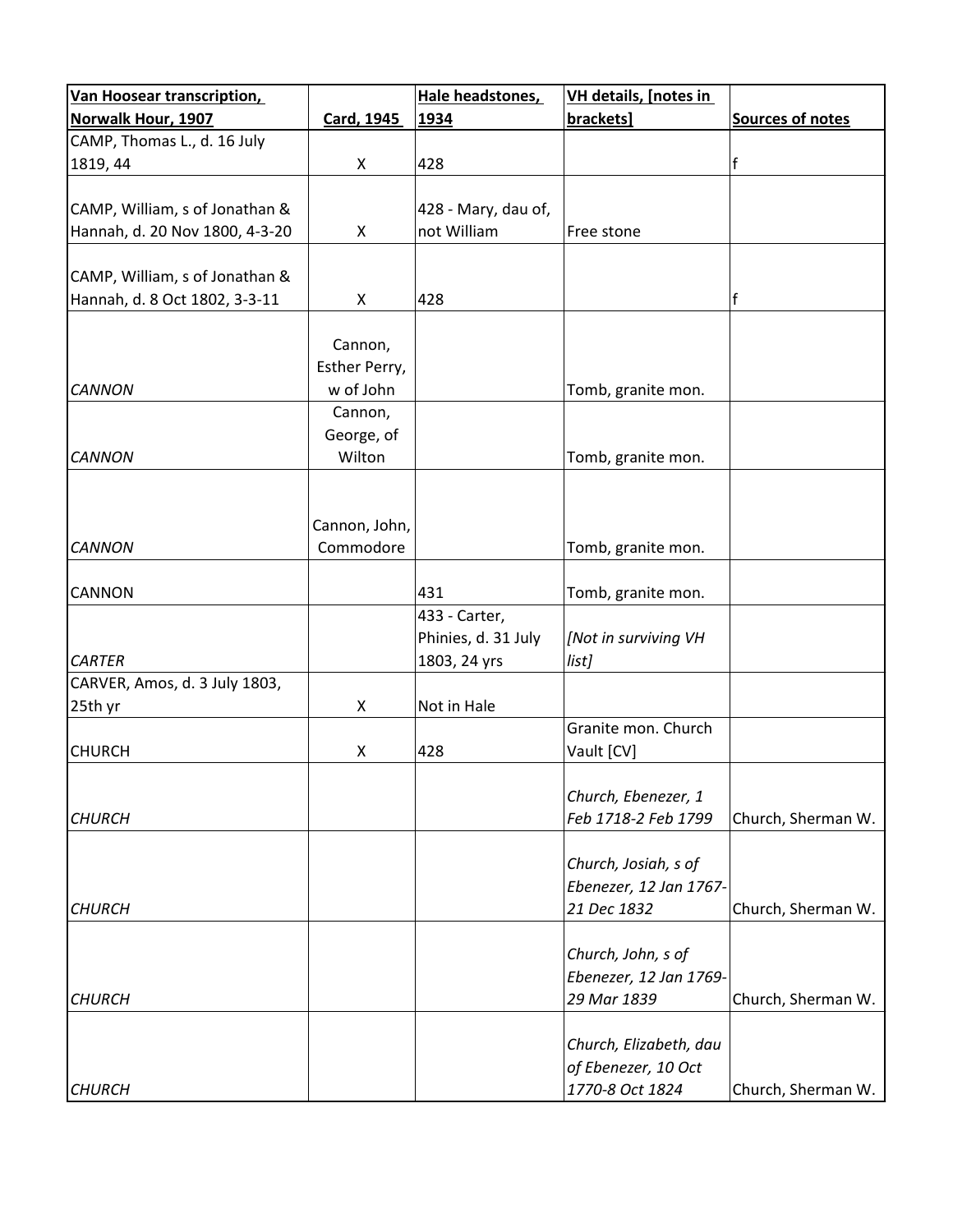| Van Hoosear transcription, Norwalk Hour, 1907 | Card, 1945 | Hale headstones, 1934 | VH details, [notes in brackets] | Sources of notes |
|---|---|---|---|---|
| CAMP, Thomas L., d. 16 July 1819, 44 | X | 428 | | f |
| CAMP, William, s of Jonathan & Hannah, d. 20 Nov 1800, 4-3-20 | X | 428 - Mary, dau of, not William | Free stone | |
| CAMP, William, s of Jonathan & Hannah, d. 8 Oct 1802, 3-3-11 | X | 428 | | f |
| *CANNON* | Cannon, Esther Perry, w of John | | Tomb, granite mon. | |
| *CANNON* | Cannon, George, of Wilton | | Tomb, granite mon. | |
| *CANNON* | Cannon, John, Commodore | | Tomb, granite mon. | |
| CANNON | | 431 | Tomb, granite mon. | |
| *CARTER* | | 433 - Carter, Phinies, d. 31 July 1803, 24 yrs | *[Not in surviving VH list]* | |
| CARVER, Amos, d. 3 July 1803, 25th yr | X | Not in Hale | | |
| CHURCH | X | 428 | Granite mon. Church Vault [CV] | |
| *CHURCH* | | | *Church, Ebenezer, 1 Feb 1718-2 Feb 1799* | Church, Sherman W. |
| *CHURCH* | | | *Church, Josiah, s of Ebenezer, 12 Jan 1767-21 Dec 1832* | Church, Sherman W. |
| *CHURCH* | | | *Church, John, s of Ebenezer, 12 Jan 1769-29 Mar 1839* | Church, Sherman W. |
| *CHURCH* | | | *Church, Elizabeth, dau of Ebenezer, 10 Oct 1770-8 Oct 1824* | Church, Sherman W. |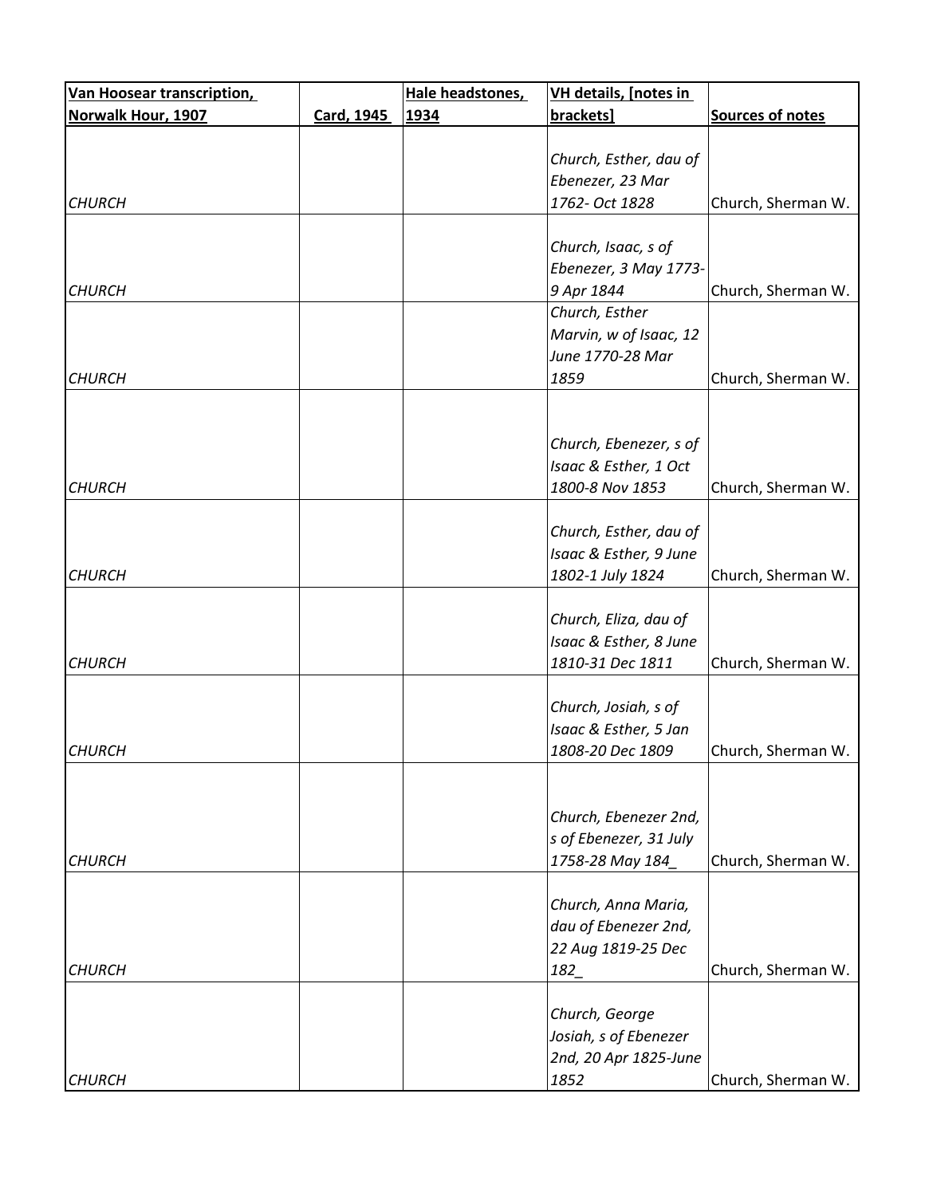| Van Hoosear transcription, Norwalk Hour, 1907 | Card, 1945 | Hale headstones, 1934 | VH details, [notes in brackets] | Sources of notes |
|---|---|---|---|---|
| *CHURCH* | | | *Church, Esther, dau of Ebenezer, 23 Mar 1762- Oct 1828* | Church, Sherman W. |
| *CHURCH* | | | *Church, Isaac, s of Ebenezer, 3 May 1773-9 Apr 1844* | Church, Sherman W. |
| *CHURCH* | | | *Church, Esther Marvin, w of Isaac, 12 June 1770-28 Mar 1859* | Church, Sherman W. |
| *CHURCH* | | | *Church, Ebenezer, s of Isaac & Esther, 1 Oct 1800-8 Nov 1853* | Church, Sherman W. |
| *CHURCH* | | | *Church, Esther, dau of Isaac & Esther, 9 June 1802-1 July 1824* | Church, Sherman W. |
| *CHURCH* | | | *Church, Eliza, dau of Isaac & Esther, 8 June 1810-31 Dec 1811* | Church, Sherman W. |
| *CHURCH* | | | *Church, Josiah, s of Isaac & Esther, 5 Jan 1808-20 Dec 1809* | Church, Sherman W. |
| *CHURCH* | | | *Church, Ebenezer 2nd, s of Ebenezer, 31 July 1758-28 May 184_* | Church, Sherman W. |
| *CHURCH* | | | *Church, Anna Maria, dau of Ebenezer 2nd, 22 Aug 1819-25 Dec 182_* | Church, Sherman W. |
| *CHURCH* | | | *Church, George Josiah, s of Ebenezer 2nd, 20 Apr 1825-June 1852* | Church, Sherman W. |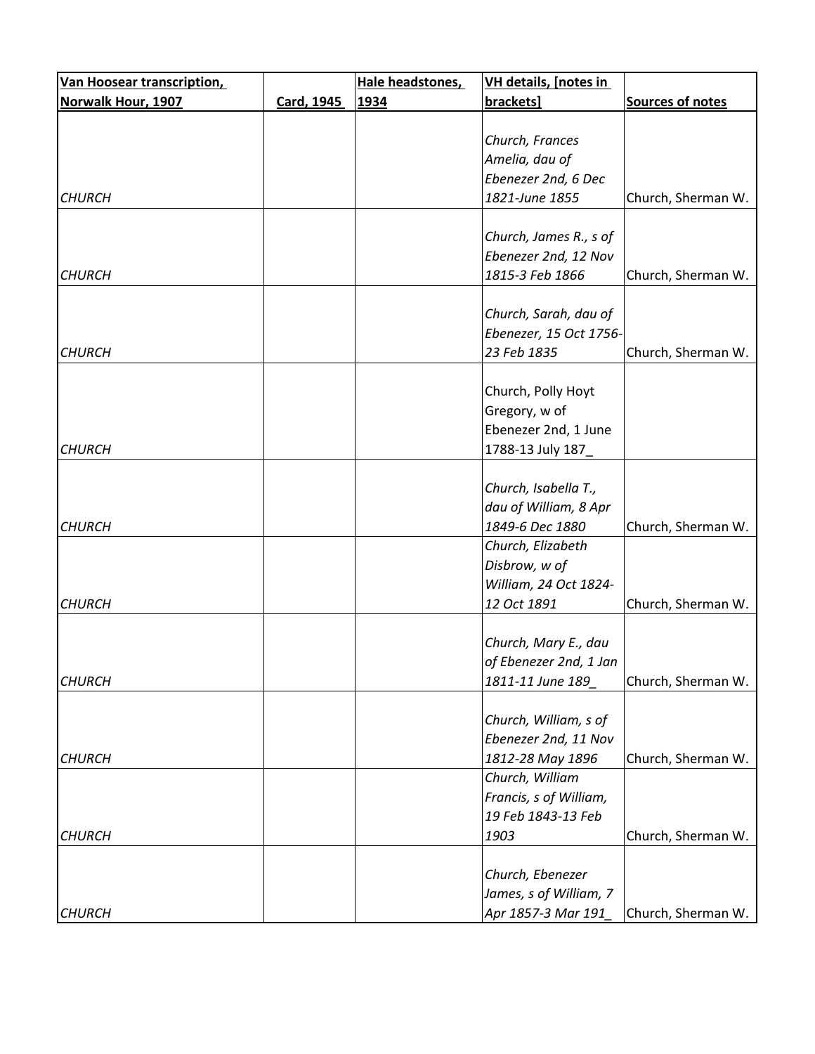| Van Hoosear transcription, Norwalk Hour, 1907 | Card, 1945 | Hale headstones, 1934 | VH details, [notes in brackets] | Sources of notes |
|---|---|---|---|---|
| *CHURCH* | | | *Church, Frances Amelia, dau of Ebenezer 2nd, 6 Dec 1821-June 1855* | Church, Sherman W. |
| *CHURCH* | | | *Church, James R., s of Ebenezer 2nd, 12 Nov 1815-3 Feb 1866* | Church, Sherman W. |
| *CHURCH* | | | *Church, Sarah, dau of Ebenezer, 15 Oct 1756-23 Feb 1835* | Church, Sherman W. |
| *CHURCH* | | | Church, Polly Hoyt Gregory, w of Ebenezer 2nd, 1 June 1788-13 July 187_ | |
| *CHURCH* | | | *Church, Isabella T., dau of William, 8 Apr 1849-6 Dec 1880* | Church, Sherman W. |
| *CHURCH* | | | *Church, Elizabeth Disbrow, w of William, 24 Oct 1824-12 Oct 1891* | Church, Sherman W. |
| *CHURCH* | | | *Church, Mary E., dau of Ebenezer 2nd, 1 Jan 1811-11 June 189_* | Church, Sherman W. |
| *CHURCH* | | | *Church, William, s of Ebenezer 2nd, 11 Nov 1812-28 May 1896* | Church, Sherman W. |
| *CHURCH* | | | *Church, William Francis, s of William, 19 Feb 1843-13 Feb 1903* | Church, Sherman W. |
| *CHURCH* | | | *Church, Ebenezer James, s of William, 7 Apr 1857-3 Mar 191_* | Church, Sherman W. |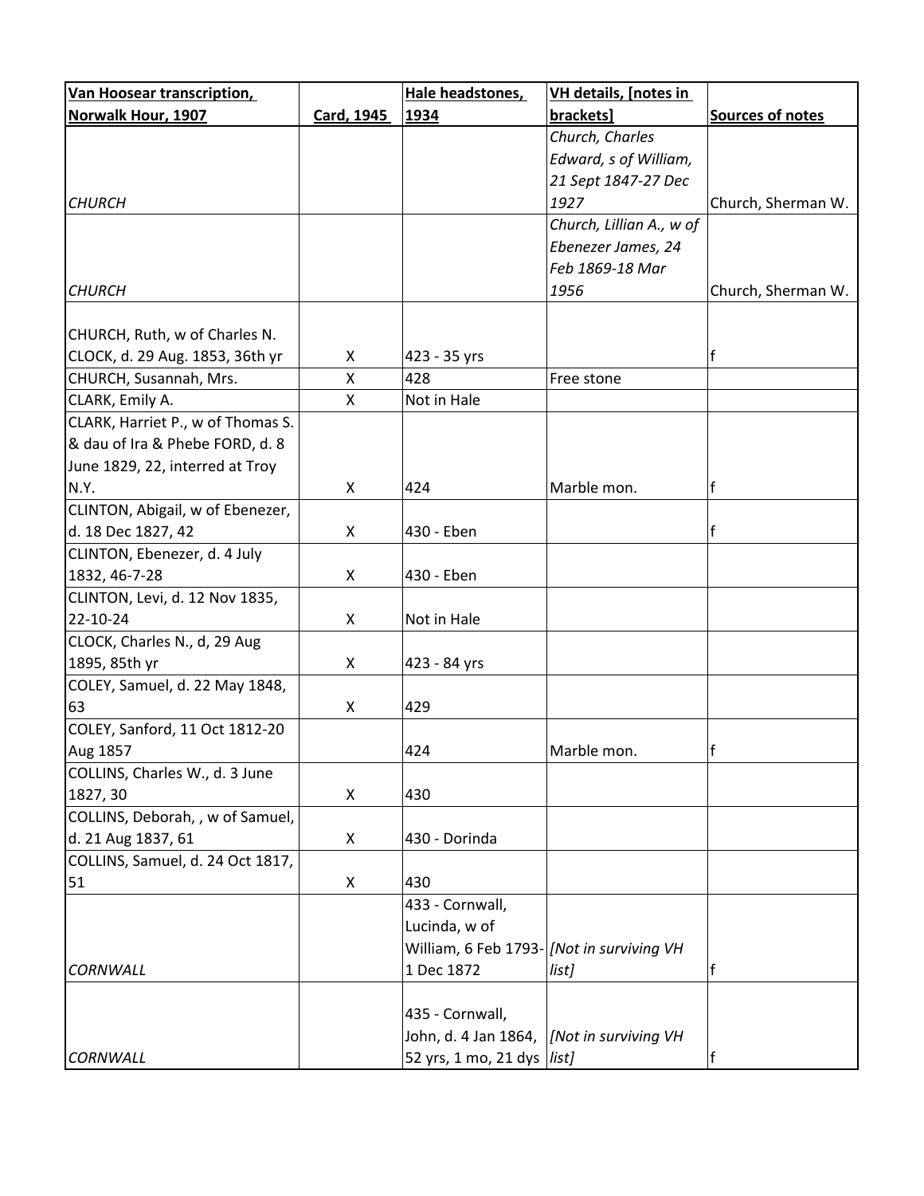| Van Hoosear transcription, Norwalk Hour, 1907 | Card, 1945 | Hale headstones, 1934 | VH details, [notes in brackets] | Sources of notes |
|---|---|---|---|---|
| *CHURCH* | | | *Church, Charles Edward, s of William, 21 Sept 1847-27 Dec 1927* | Church, Sherman W. |
| *CHURCH* | | | *Church, Lillian A., w of Ebenezer James, 24 Feb 1869-18 Mar 1956* | Church, Sherman W. |
| CHURCH, Ruth, w of Charles N. CLOCK, d. 29 Aug. 1853, 36th yr | X | 423 - 35 yrs | | f |
| CHURCH, Susannah, Mrs. | X | 428 | Free stone | |
| CLARK, Emily A. | X | Not in Hale | | |
| CLARK, Harriet P., w of Thomas S. & dau of Ira & Phebe FORD, d. 8 June 1829, 22, interred at Troy N.Y. | X | 424 | Marble mon. | f |
| CLINTON, Abigail, w of Ebenezer, d. 18 Dec 1827, 42 | X | 430 - Eben | | f |
| CLINTON, Ebenezer, d. 4 July 1832, 46-7-28 | X | 430 - Eben | | |
| CLINTON, Levi, d. 12 Nov 1835, 22-10-24 | X | Not in Hale | | |
| CLOCK, Charles N., d, 29 Aug 1895, 85th yr | X | 423 - 84 yrs | | |
| COLEY, Samuel, d. 22 May 1848, 63 | X | 429 | | |
| COLEY, Sanford, 11 Oct 1812-20 Aug 1857 | | 424 | Marble mon. | f |
| COLLINS, Charles W., d. 3 June 1827, 30 | X | 430 | | |
| COLLINS, Deborah, , w of Samuel, d. 21 Aug 1837, 61 | X | 430 - Dorinda | | |
| COLLINS, Samuel, d. 24 Oct 1817, 51 | X | 430 | | |
| *CORNWALL* | | 433 - Cornwall, Lucinda, w of William, 6 Feb 1793-1 Dec 1872 | *[Not in surviving VH list]* | f |
| *CORNWALL* | | 435 - Cornwall, John, d. 4 Jan 1864, 52 yrs, 1 mo, 21 dys | *[Not in surviving VH list]* | f |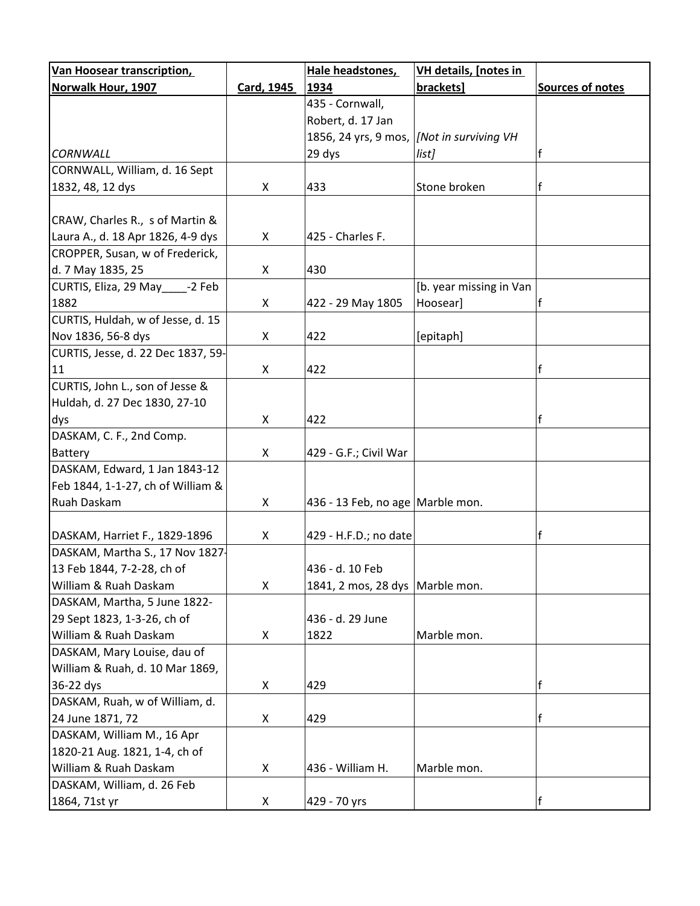| Van Hoosear transcription, Norwalk Hour, 1907 | Card, 1945 | Hale headstones, 1934 | VH details, [notes in brackets] | Sources of notes |
|---|---|---|---|---|
| *CORNWALL* | | 435 - Cornwall, Robert, d. 17 Jan 1856, 24 yrs, 9 mos, 29 dys | *[Not in surviving VH list]* | f |
| CORNWALL, William, d. 16 Sept 1832, 48, 12 dys | X | 433 | Stone broken | f |
| CRAW, Charles R., s of Martin & Laura A., d. 18 Apr 1826, 4-9 dys | X | 425 - Charles F. | | |
| CROPPER, Susan, w of Frederick, d. 7 May 1835, 25 | X | 430 | | |
| CURTIS, Eliza, 29 May____-2 Feb 1882 | X | 422 - 29 May 1805 | [b. year missing in Van Hoosear] | f |
| CURTIS, Huldah, w of Jesse, d. 15 Nov 1836, 56-8 dys | X | 422 | [epitaph] | |
| CURTIS, Jesse, d. 22 Dec 1837, 59-11 | X | 422 | | f |
| CURTIS, John L., son of Jesse & Huldah, d. 27 Dec 1830, 27-10 dys | X | 422 | | f |
| DASKAM, C. F., 2nd Comp. Battery | X | 429 - G.F.; Civil War | | |
| DASKAM, Edward, 1 Jan 1843-12 Feb 1844, 1-1-27, ch of William & Ruah Daskam | X | 436 - 13 Feb, no age | Marble mon. | |
| DASKAM, Harriet F., 1829-1896 | X | 429 - H.F.D.; no date | | f |
| DASKAM, Martha S., 17 Nov 1827-13 Feb 1844, 7-2-28, ch of William & Ruah Daskam | X | 436 - d. 10 Feb 1841, 2 mos, 28 dys | Marble mon. | |
| DASKAM, Martha, 5 June 1822-29 Sept 1823, 1-3-26, ch of William & Ruah Daskam | X | 436 - d. 29 June 1822 | Marble mon. | |
| DASKAM, Mary Louise, dau of William & Ruah, d. 10 Mar 1869, 36-22 dys | X | 429 | | f |
| DASKAM, Ruah, w of William, d. 24 June 1871, 72 | X | 429 | | f |
| DASKAM, William M., 16 Apr 1820-21 Aug. 1821, 1-4, ch of William & Ruah Daskam | X | 436 - William H. | Marble mon. | |
| DASKAM, William, d. 26 Feb 1864, 71st yr | X | 429 - 70 yrs | | f |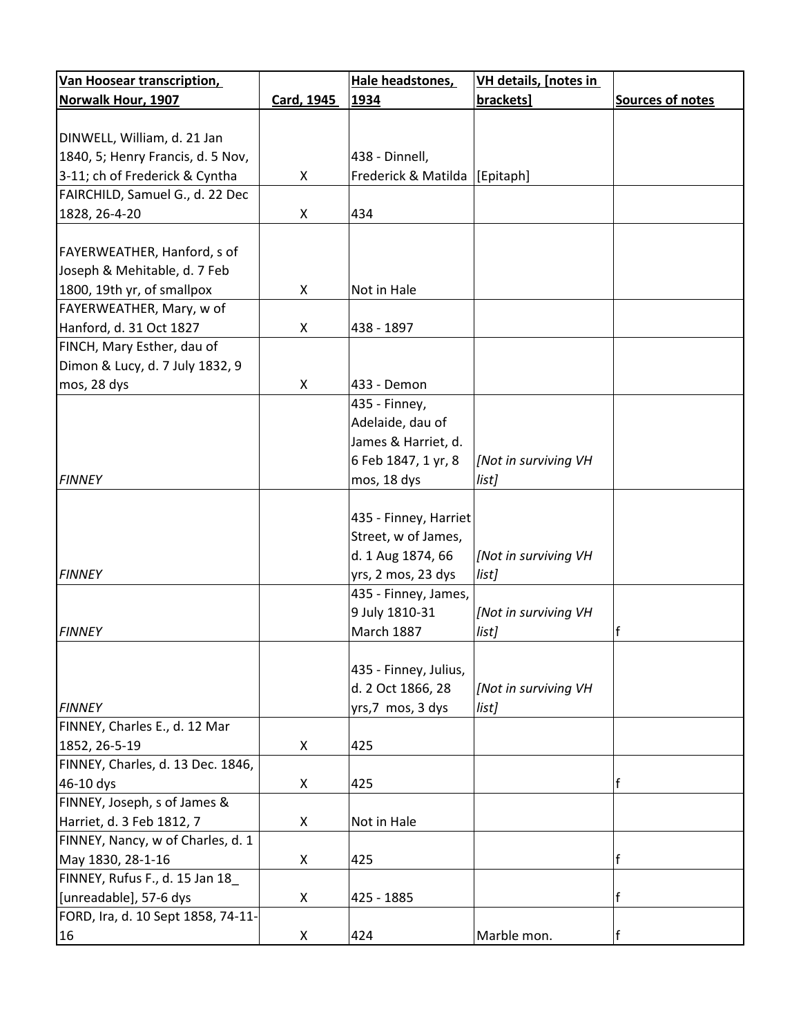| Van Hoosear transcription, Norwalk Hour, 1907 | Card, 1945 | Hale headstones, 1934 | VH details, [notes in brackets] | Sources of notes |
|---|---|---|---|---|
| DINWELL, William, d. 21 Jan 1840, 5; Henry Francis, d. 5 Nov, 3-11; ch of Frederick & Cyntha | X | 438 - Dinnell, Frederick & Matilda | [Epitaph] | |
| FAIRCHILD, Samuel G., d. 22 Dec 1828, 26-4-20 | X | 434 | | |
| FAYERWEATHER, Hanford, s of Joseph & Mehitable, d. 7 Feb 1800, 19th yr, of smallpox | X | Not in Hale | | |
| FAYERWEATHER, Mary, w of Hanford, d. 31 Oct 1827 | X | 438 - 1897 | | |
| FINCH, Mary Esther, dau of Dimon & Lucy, d. 7 July 1832, 9 mos, 28 dys | X | 433 - Demon | | |
| *FINNEY* | | 435 - Finney, Adelaide, dau of James & Harriet, d. 6 Feb 1847, 1 yr, 8 mos, 18 dys | *[Not in surviving VH list]* | |
| *FINNEY* | | 435 - Finney, Harriet Street, w of James, d. 1 Aug 1874, 66 yrs, 2 mos, 23 dys | *[Not in surviving VH list]* | |
| *FINNEY* | | 435 - Finney, James, 9 July 1810-31 March 1887 | *[Not in surviving VH list]* | f |
| *FINNEY* | | 435 - Finney, Julius, d. 2 Oct 1866, 28 yrs,7 mos, 3 dys | *[Not in surviving VH list]* | |
| FINNEY, Charles E., d. 12 Mar 1852, 26-5-19 | X | 425 | | |
| FINNEY, Charles, d. 13 Dec. 1846, 46-10 dys | X | 425 | | f |
| FINNEY, Joseph, s of James & Harriet, d. 3 Feb 1812, 7 | X | Not in Hale | | |
| FINNEY, Nancy, w of Charles, d. 1 May 1830, 28-1-16 | X | 425 | | f |
| FINNEY, Rufus F., d. 15 Jan 18_ [unreadable], 57-6 dys | X | 425 - 1885 | | f |
| FORD, Ira, d. 10 Sept 1858, 74-11-16 | X | 424 | Marble mon. | f |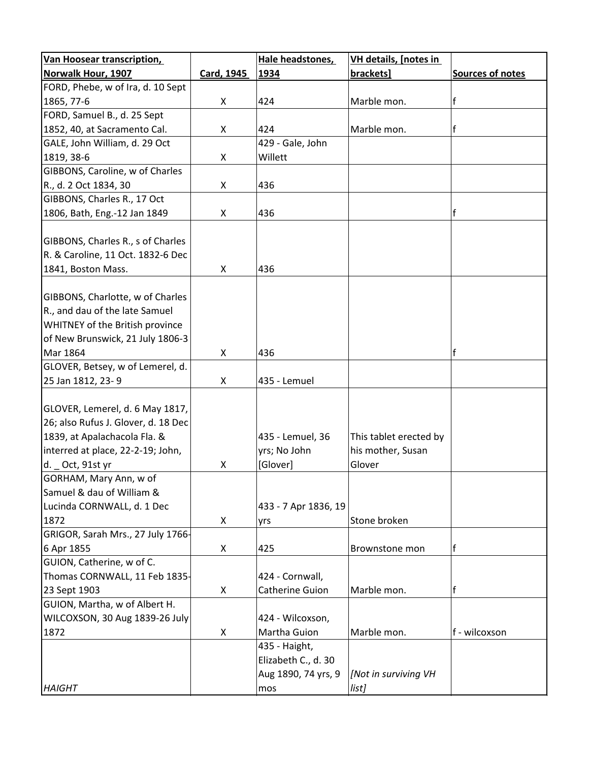| Van Hoosear transcription, Norwalk Hour, 1907 | Card, 1945 | Hale headstones, 1934 | VH details, [notes in brackets] | Sources of notes |
|---|---|---|---|---|
| FORD, Phebe, w of Ira, d. 10 Sept 1865, 77-6 | X | 424 | Marble mon. | f |
| FORD, Samuel B., d. 25 Sept 1852, 40, at Sacramento Cal. | X | 424 | Marble mon. | f |
| GALE, John William, d. 29 Oct 1819, 38-6 | X | 429 - Gale, John Willett | | |
| GIBBONS, Caroline, w of Charles R., d. 2 Oct 1834, 30 | X | 436 | | |
| GIBBONS, Charles R., 17 Oct 1806, Bath, Eng.-12 Jan 1849 | X | 436 | | f |
| GIBBONS, Charles R., s of Charles R. & Caroline, 11 Oct. 1832-6 Dec 1841, Boston Mass. | X | 436 | | |
| GIBBONS, Charlotte, w of Charles R., and dau of the late Samuel WHITNEY of the British province of New Brunswick, 21 July 1806-3 Mar 1864 | X | 436 | | f |
| GLOVER, Betsey, w of Lemerel, d. 25 Jan 1812, 23- 9 | X | 435 - Lemuel | | |
| GLOVER, Lemerel, d. 6 May 1817, 26; also Rufus J. Glover, d. 18 Dec 1839, at Apalachacola Fla. & interred at place, 22-2-19; John, d. _ Oct, 91st yr | X | 435 - Lemuel, 36 yrs; No John [Glover] | This tablet erected by his mother, Susan Glover | |
| GORHAM, Mary Ann, w of Samuel & dau of William & Lucinda CORNWALL, d. 1 Dec 1872 | X | 433 - 7 Apr 1836, 19 yrs | Stone broken | |
| GRIGOR, Sarah Mrs., 27 July 1766-6 Apr 1855 | X | 425 | Brownstone mon | f |
| GUION, Catherine, w of C. Thomas CORNWALL, 11 Feb 1835-23 Sept 1903 | X | 424 - Cornwall, Catherine Guion | Marble mon. | f |
| GUION, Martha, w of Albert H. WILCOXSON, 30 Aug 1839-26 July 1872 | X | 424 - Wilcoxson, Martha Guion | Marble mon. | f - wilcoxson |
| *HAIGHT* | | 435 - Haight, Elizabeth C., d. 30 Aug 1890, 74 yrs, 9 mos | *[Not in surviving VH list]* | |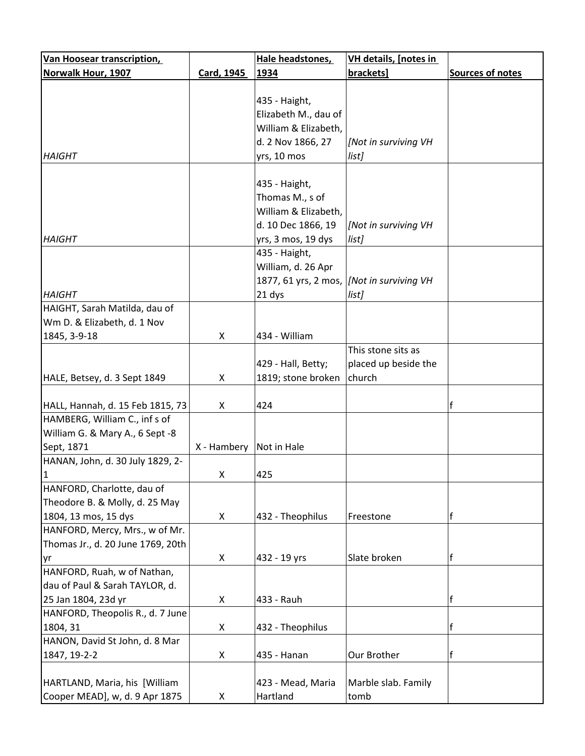| Van Hoosear transcription, Norwalk Hour, 1907 | Card, 1945 | Hale headstones, 1934 | VH details, [notes in brackets] | Sources of notes |
|---|---|---|---|---|
| *HAIGHT* | | 435 - Haight, Elizabeth M., dau of William & Elizabeth, d. 2 Nov 1866, 27 yrs, 10 mos | *[Not in surviving VH list]* | |
| *HAIGHT* | | 435 - Haight, Thomas M., s of William & Elizabeth, d. 10 Dec 1866, 19 yrs, 3 mos, 19 dys | *[Not in surviving VH list]* | |
| *HAIGHT* | | 435 - Haight, William, d. 26 Apr 1877, 61 yrs, 2 mos, 21 dys | *[Not in surviving VH list]* | |
| HAIGHT, Sarah Matilda, dau of Wm D. & Elizabeth, d. 1 Nov 1845, 3-9-18 | X | 434 - William | | |
| HALE, Betsey, d. 3 Sept 1849 | X | 429 - Hall, Betty; 1819; stone broken | This stone sits as placed up beside the church | |
| HALL, Hannah, d. 15 Feb 1815, 73 | X | 424 | | f |
| HAMBERG, William C., inf s of William G. & Mary A., 6 Sept -8 Sept, 1871 | X - Hambery | Not in Hale | | |
| HANAN, John, d. 30 July 1829, 2-1 | X | 425 | | |
| HANFORD, Charlotte, dau of Theodore B. & Molly, d. 25 May 1804, 13 mos, 15 dys | X | 432 - Theophilus | Freestone | f |
| HANFORD, Mercy, Mrs., w of Mr. Thomas Jr., d. 20 June 1769, 20th yr | X | 432 - 19 yrs | Slate broken | f |
| HANFORD, Ruah, w of Nathan, dau of Paul & Sarah TAYLOR, d. 25 Jan 1804, 23d yr | X | 433 - Rauh | | f |
| HANFORD, Theopolis R., d. 7 June 1804, 31 | X | 432 - Theophilus | | f |
| HANON, David St John, d. 8 Mar 1847, 19-2-2 | X | 435 - Hanan | Our Brother | f |
| HARTLAND, Maria, his [William Cooper MEAD], w, d. 9 Apr 1875 | X | 423 - Mead, Maria Hartland | Marble slab. Family tomb | |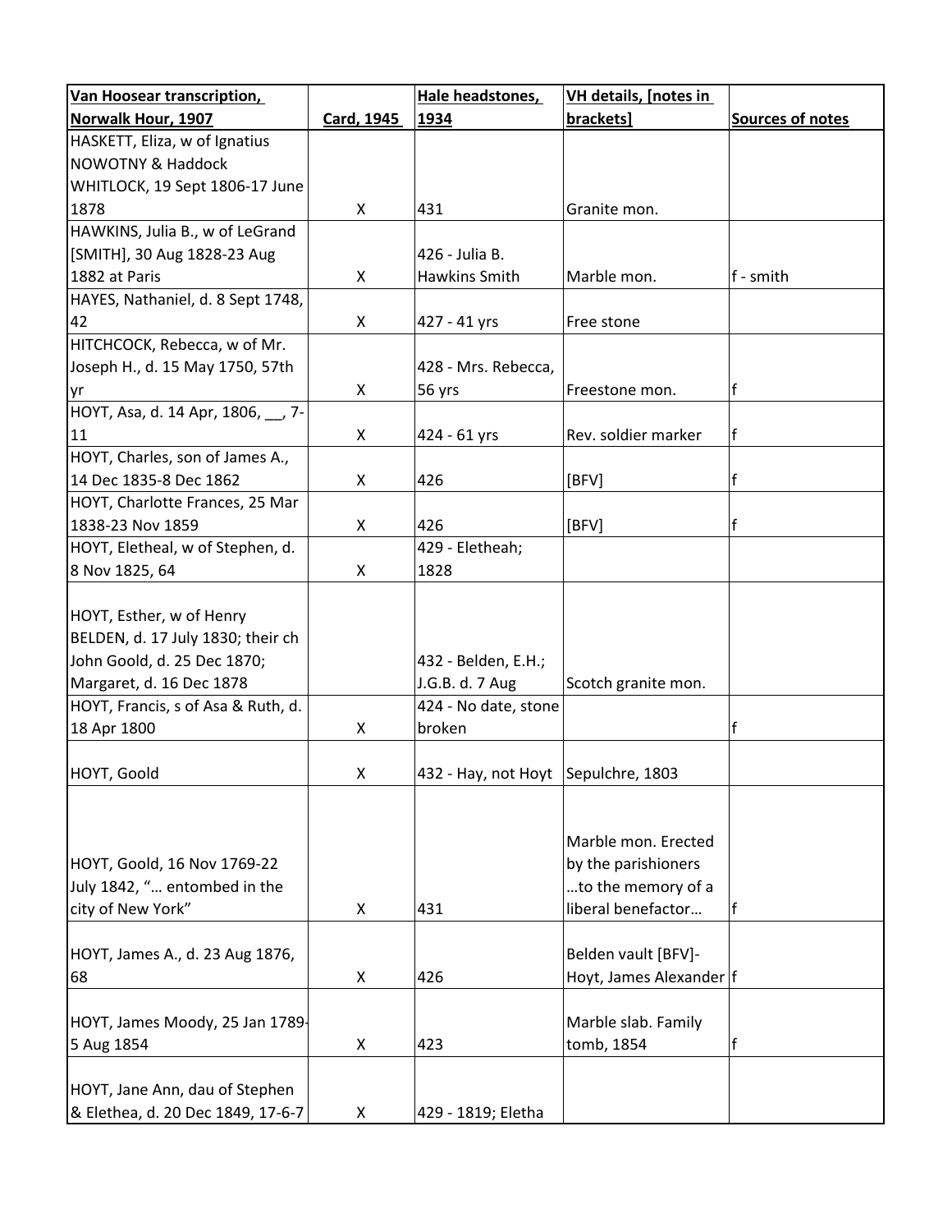| Van Hoosear transcription, Norwalk Hour, 1907 | Card, 1945 | Hale headstones, 1934 | VH details, [notes in brackets] | Sources of notes |
|---|---|---|---|---|
| HASKETT, Eliza, w of Ignatius NOWOTNY & Haddock WHITLOCK, 19 Sept 1806-17 June 1878 | X | 431 | Granite mon. | |
| HAWKINS, Julia B., w of LeGrand [SMITH], 30 Aug 1828-23 Aug 1882 at Paris | X | 426 - Julia B. Hawkins Smith | Marble mon. | f - smith |
| HAYES, Nathaniel, d. 8 Sept 1748, 42 | X | 427 - 41 yrs | Free stone | |
| HITCHCOCK, Rebecca, w of Mr. Joseph H., d. 15 May 1750, 57th yr | X | 428 - Mrs. Rebecca, 56 yrs | Freestone mon. | f |
| HOYT, Asa, d. 14 Apr, 1806, __, 7-11 | X | 424 - 61 yrs | Rev. soldier marker | f |
| HOYT, Charles, son of James A., 14 Dec 1835-8 Dec 1862 | X | 426 | [BFV] | f |
| HOYT, Charlotte Frances, 25 Mar 1838-23 Nov 1859 | X | 426 | [BFV] | f |
| HOYT, Eletheal, w of Stephen, d. 8 Nov 1825, 64 | X | 429 - Eletheah; 1828 | | |
| HOYT, Esther, w of Henry BELDEN, d. 17 July 1830; their ch John Goold, d. 25 Dec 1870; Margaret, d. 16 Dec 1878 | | 432 - Belden, E.H.; J.G.B. d. 7 Aug | Scotch granite mon. | |
| HOYT, Francis, s of Asa & Ruth, d. 18 Apr 1800 | X | 424 - No date, stone broken | | f |
| HOYT, Goold | X | 432 - Hay, not Hoyt | Sepulchre, 1803 | |
| HOYT, Goold, 16 Nov 1769-22 July 1842, "… entombed in the city of New York" | X | 431 | Marble mon. Erected by the parishioners …to the memory of a liberal benefactor… | f |
| HOYT, James A., d. 23 Aug 1876, 68 | X | 426 | Belden vault [BFV]- Hoyt, James Alexander | f |
| HOYT, James Moody, 25 Jan 1789-5 Aug 1854 | X | 423 | Marble slab. Family tomb, 1854 | f |
| HOYT, Jane Ann, dau of Stephen & Elethea, d. 20 Dec 1849, 17-6-7 | X | 429 - 1819; Eletha | | |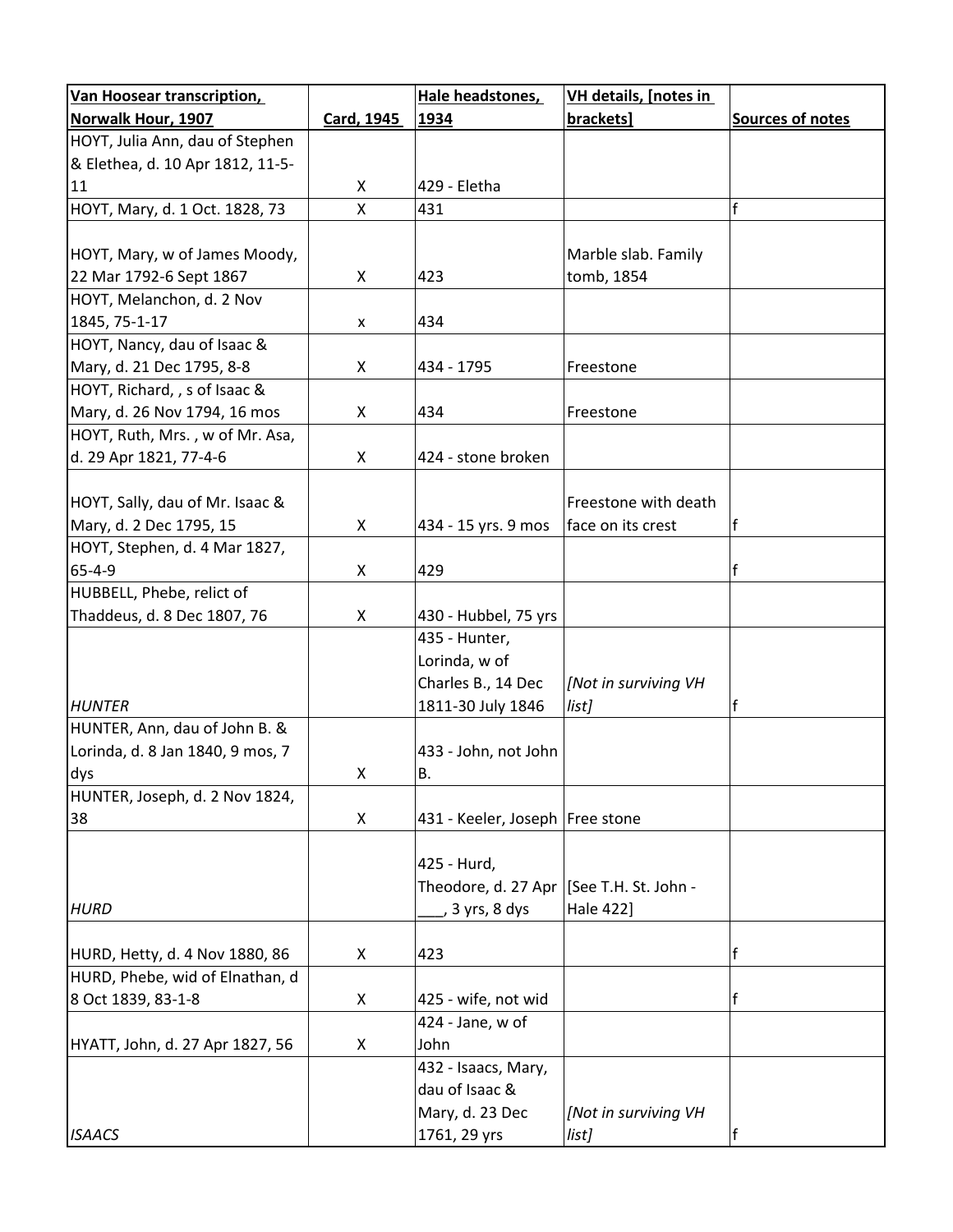| Van Hoosear transcription, Norwalk Hour, 1907 | Card, 1945 | Hale headstones, 1934 | VH details, [notes in brackets] | Sources of notes |
|---|---|---|---|---|
| HOYT, Julia Ann, dau of Stephen & Elethea, d. 10 Apr 1812, 11-5-11 | X | 429 - Eletha | | |
| HOYT, Mary, d. 1 Oct. 1828, 73 | X | 431 | | f |
| HOYT, Mary, w of James Moody, 22 Mar 1792-6 Sept 1867 | X | 423 | Marble slab. Family tomb, 1854 | |
| HOYT, Melanchon, d. 2 Nov 1845, 75-1-17 | x | 434 | | |
| HOYT, Nancy, dau of Isaac & Mary, d. 21 Dec 1795, 8-8 | X | 434 - 1795 | Freestone | |
| HOYT, Richard, , s of Isaac & Mary, d. 26 Nov 1794, 16 mos | X | 434 | Freestone | |
| HOYT, Ruth, Mrs. , w of Mr. Asa, d. 29 Apr 1821, 77-4-6 | X | 424 - stone broken | | |
| HOYT, Sally, dau of Mr. Isaac & Mary, d. 2 Dec 1795, 15 | X | 434 - 15 yrs. 9 mos | Freestone with death face on its crest | f |
| HOYT, Stephen, d. 4 Mar 1827, 65-4-9 | X | 429 | | f |
| HUBBELL, Phebe, relict of Thaddeus, d. 8 Dec 1807, 76 | X | 430 - Hubbel, 75 yrs | | |
| *HUNTER* | | 435 - Hunter, Lorinda, w of Charles B., 14 Dec 1811-30 July 1846 | *[Not in surviving VH list]* | f |
| HUNTER, Ann, dau of John B. & Lorinda, d. 8 Jan 1840, 9 mos, 7 dys | X | 433 - John, not John B. | | |
| HUNTER, Joseph, d. 2 Nov 1824, 38 | X | 431 - Keeler, Joseph | Free stone | |
| *HURD* | | 425 - Hurd, Theodore, d. 27 Apr ___, 3 yrs, 8 dys | [See T.H. St. John - Hale 422] | |
| HURD, Hetty, d. 4 Nov 1880, 86 | X | 423 | | f |
| HURD, Phebe, wid of Elnathan, d 8 Oct 1839, 83-1-8 | X | 425 - wife, not wid | | f |
| HYATT, John, d. 27 Apr 1827, 56 | X | 424 - Jane, w of John | | |
| *ISAACS* | | 432 - Isaacs, Mary, dau of Isaac & Mary, d. 23 Dec 1761, 29 yrs | *[Not in surviving VH list]* | f |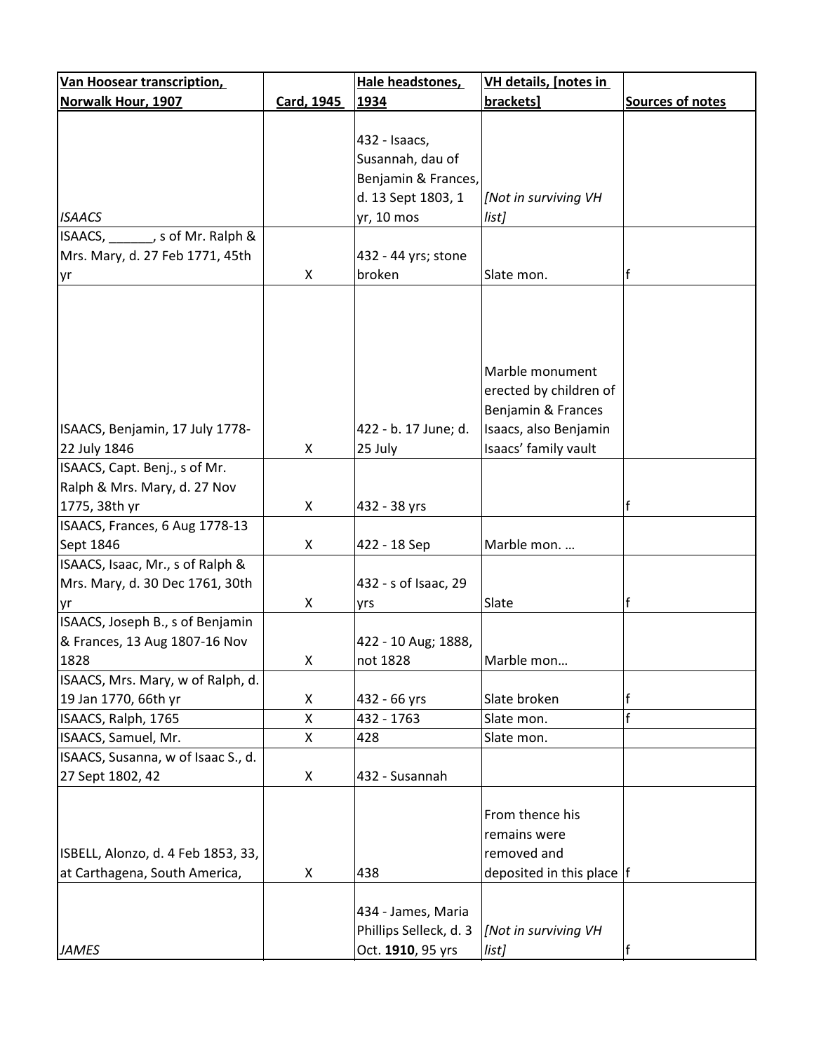| Van Hoosear transcription, Norwalk Hour, 1907 | Card, 1945 | Hale headstones, 1934 | VH details, [notes in brackets] | Sources of notes |
|---|---|---|---|---|
| *ISAACS* | | 432 - Isaacs, Susannah, dau of Benjamin & Frances, d. 13 Sept 1803, 1 yr, 10 mos | *[Not in surviving VH list]* | |
| ISAACS, ______, s of Mr. Ralph & Mrs. Mary, d. 27 Feb 1771, 45th yr | X | 432 - 44 yrs; stone broken | Slate mon. | f |
| ISAACS, Benjamin, 17 July 1778-22 July 1846 | X | 422 - b. 17 June; d. 25 July | Marble monument erected by children of Benjamin & Frances Isaacs, also Benjamin Isaacs' family vault | |
| ISAACS, Capt. Benj., s of Mr. Ralph & Mrs. Mary, d. 27 Nov 1775, 38th yr | X | 432 - 38 yrs | | f |
| ISAACS, Frances, 6 Aug 1778-13 Sept 1846 | X | 422 - 18 Sep | Marble mon. … | |
| ISAACS, Isaac, Mr., s of Ralph & Mrs. Mary, d. 30 Dec 1761, 30th yr | X | 432 - s of Isaac, 29 yrs | Slate | f |
| ISAACS, Joseph B., s of Benjamin & Frances, 13 Aug 1807-16 Nov 1828 | X | 422 - 10 Aug; 1888, not 1828 | Marble mon… | |
| ISAACS, Mrs. Mary, w of Ralph, d. 19 Jan 1770, 66th yr | X | 432 - 66 yrs | Slate broken | f |
| ISAACS, Ralph, 1765 | X | 432 - 1763 | Slate mon. | f |
| ISAACS, Samuel, Mr. | X | 428 | Slate mon. | |
| ISAACS, Susanna, w of Isaac S., d. 27 Sept 1802, 42 | X | 432 - Susannah | | |
| ISBELL, Alonzo, d. 4 Feb 1853, 33, at Carthagena, South America, | X | 438 | From thence his remains were removed and deposited in this place | f |
| *JAMES* | | 434 - James, Maria Phillips Selleck, d. 3 Oct. **1910**, 95 yrs | *[Not in surviving VH list]* | f |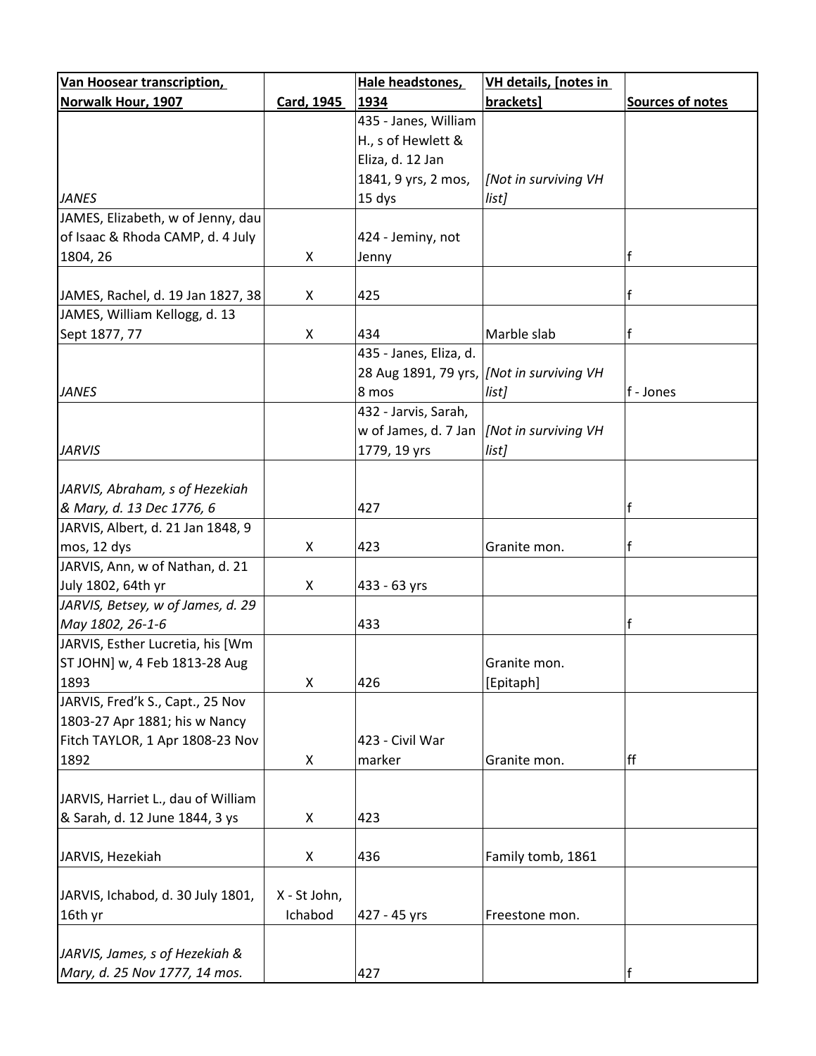| Van Hoosear transcription, Norwalk Hour, 1907 | Card, 1945 | Hale headstones, 1934 | VH details, [notes in brackets] | Sources of notes |
|---|---|---|---|---|
| *JANES* | | 435 - Janes, William H., s of Hewlett & Eliza, d. 12 Jan 1841, 9 yrs, 2 mos, 15 dys | *[Not in surviving VH list]* | |
| JAMES, Elizabeth, w of Jenny, dau of Isaac & Rhoda CAMP, d. 4 July 1804, 26 | X | 424 - Jeminy, not Jenny | | f |
| JAMES, Rachel, d. 19 Jan 1827, 38 | X | 425 | | f |
| JAMES, William Kellogg, d. 13 Sept 1877, 77 | X | 434 | Marble slab | f |
| *JANES* | | 435 - Janes, Eliza, d. 28 Aug 1891, 79 yrs, 8 mos | *[Not in surviving VH list]* | f - Jones |
| *JARVIS* | | 432 - Jarvis, Sarah, w of James, d. 7 Jan 1779, 19 yrs | *[Not in surviving VH list]* | |
| *JARVIS, Abraham, s of Hezekiah & Mary, d. 13 Dec 1776, 6* | | 427 | | f |
| JARVIS, Albert, d. 21 Jan 1848, 9 mos, 12 dys | X | 423 | Granite mon. | f |
| JARVIS, Ann, w of Nathan, d. 21 July 1802, 64th yr | X | 433 - 63 yrs | | |
| *JARVIS, Betsey, w of James, d. 29 May 1802, 26-1-6* | | 433 | | f |
| JARVIS, Esther Lucretia, his [Wm ST JOHN] w, 4 Feb 1813-28 Aug 1893 | X | 426 | Granite mon. [Epitaph] | |
| JARVIS, Fred'k S., Capt., 25 Nov 1803-27 Apr 1881; his w Nancy Fitch TAYLOR, 1 Apr 1808-23 Nov 1892 | X | 423 - Civil War marker | Granite mon. | ff |
| JARVIS, Harriet L., dau of William & Sarah, d. 12 June 1844, 3 ys | X | 423 | | |
| JARVIS, Hezekiah | X | 436 | Family tomb, 1861 | |
| JARVIS, Ichabod, d. 30 July 1801, 16th yr | X - St John, Ichabod | 427 - 45 yrs | Freestone mon. | |
| *JARVIS, James, s of Hezekiah & Mary, d. 25 Nov 1777, 14 mos.* | | 427 | | f |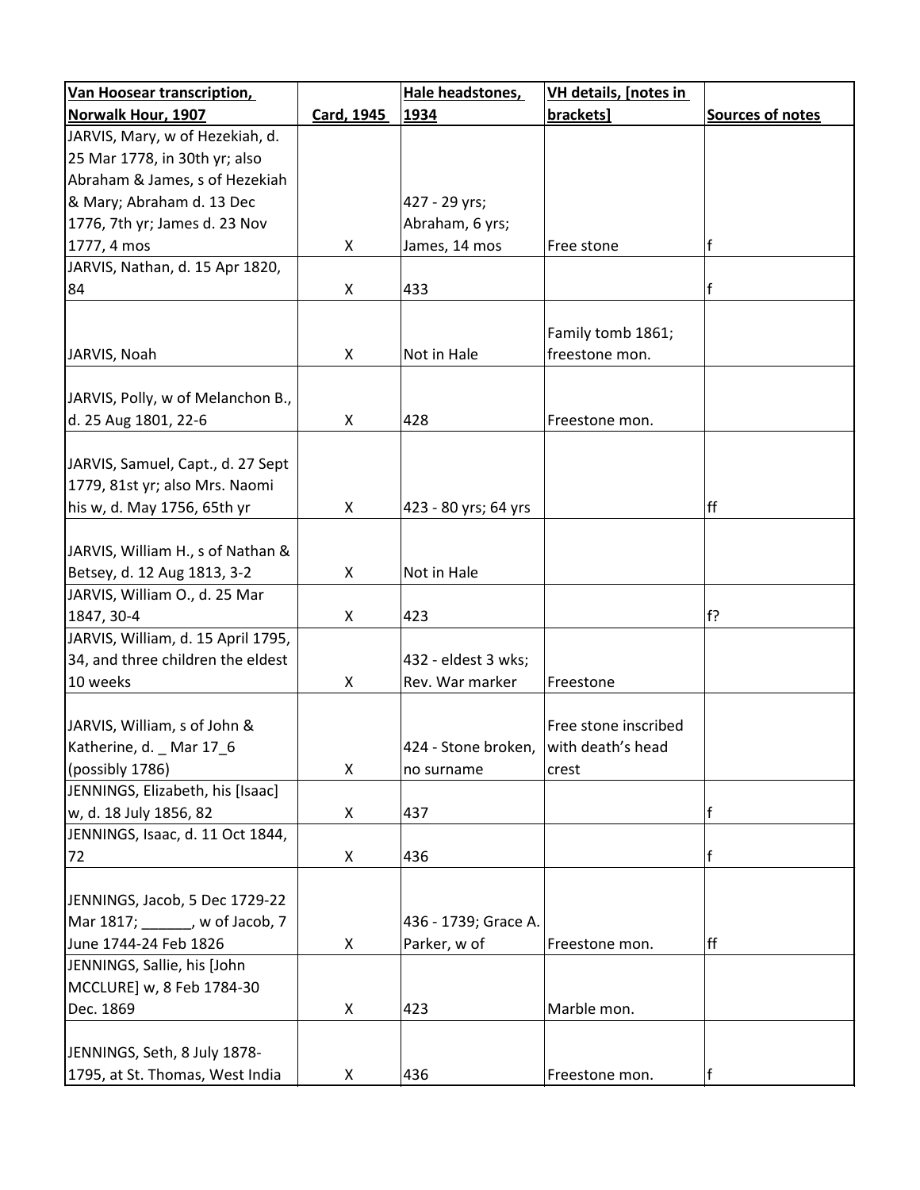| Van Hoosear transcription, Norwalk Hour, 1907 | Card, 1945 | Hale headstones, 1934 | VH details, [notes in brackets] | Sources of notes |
|---|---|---|---|---|
| JARVIS, Mary, w of Hezekiah, d. 25 Mar 1778, in 30th yr; also Abraham & James, s of Hezekiah & Mary; Abraham d. 13 Dec 1776, 7th yr; James d. 23 Nov 1777, 4 mos | X | 427 - 29 yrs; Abraham, 6 yrs; James, 14 mos | Free stone | f |
| JARVIS, Nathan, d. 15 Apr 1820, 84 | X | 433 | | f |
| JARVIS, Noah | X | Not in Hale | Family tomb 1861; freestone mon. | |
| JARVIS, Polly, w of Melanchon B., d. 25 Aug 1801, 22-6 | X | 428 | Freestone mon. | |
| JARVIS, Samuel, Capt., d. 27 Sept 1779, 81st yr; also Mrs. Naomi his w, d. May 1756, 65th yr | X | 423 - 80 yrs; 64 yrs | | ff |
| JARVIS, William H., s of Nathan & Betsey, d. 12 Aug 1813, 3-2 | X | Not in Hale | | |
| JARVIS, William O., d. 25 Mar 1847, 30-4 | X | 423 | | f? |
| JARVIS, William, d. 15 April 1795, 34, and three children the eldest 10 weeks | X | 432 - eldest 3 wks; Rev. War marker | Freestone | |
| JARVIS, William, s of John & Katherine, d. _ Mar 17_6 (possibly 1786) | X | 424 - Stone broken, no surname | Free stone inscribed with death's head crest | |
| JENNINGS, Elizabeth, his [Isaac] w, d. 18 July 1856, 82 | X | 437 | | f |
| JENNINGS, Isaac, d. 11 Oct 1844, 72 | X | 436 | | f |
| JENNINGS, Jacob, 5 Dec 1729-22 Mar 1817; ______, w of Jacob, 7 June 1744-24 Feb 1826 | X | 436 - 1739; Grace A. Parker, w of | Freestone mon. | ff |
| JENNINGS, Sallie, his [John MCCLURE] w, 8 Feb 1784-30 Dec. 1869 | X | 423 | Marble mon. | |
| JENNINGS, Seth, 8 July 1878-1795, at St. Thomas, West India | X | 436 | Freestone mon. | f |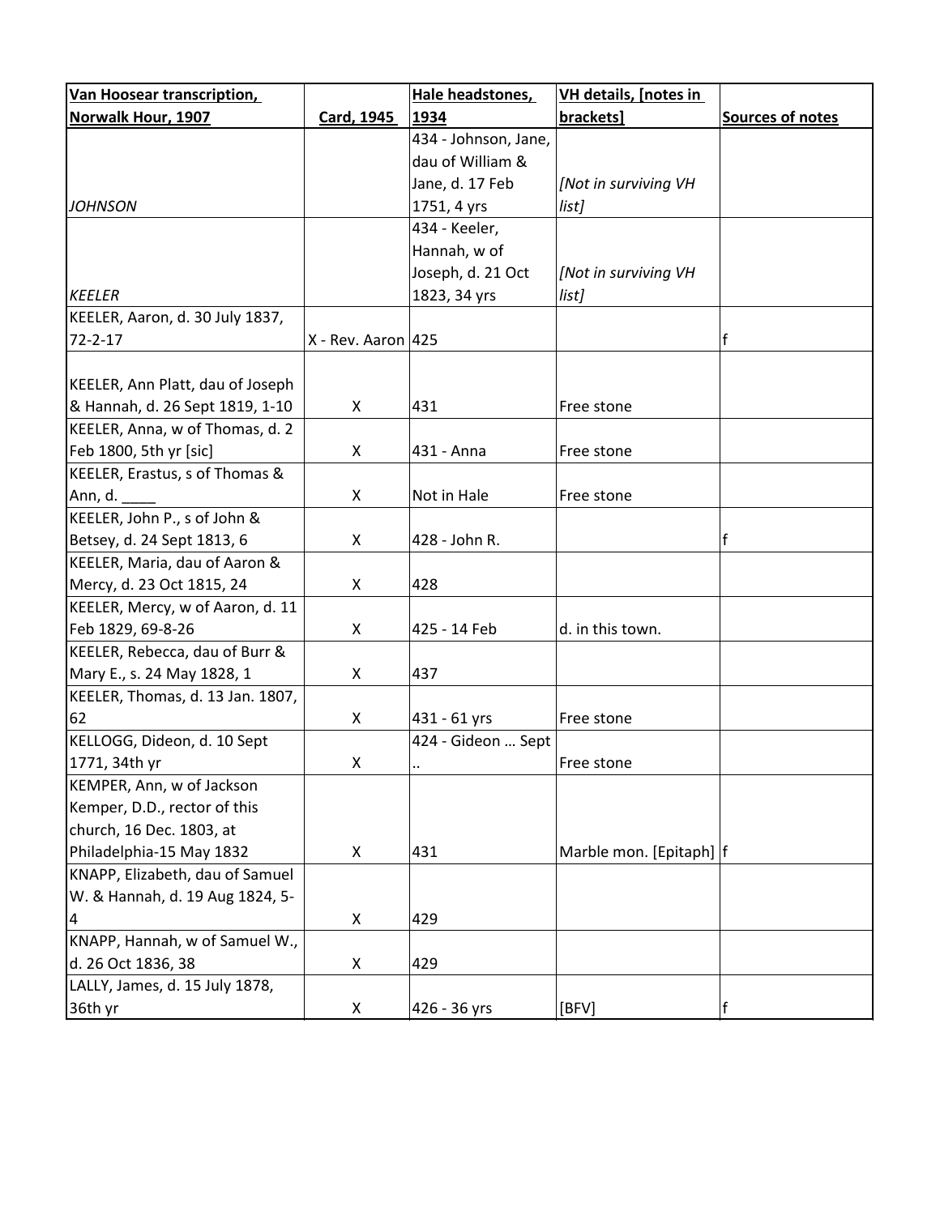| Van Hoosear transcription, Norwalk Hour, 1907 | Card, 1945 | Hale headstones, 1934 | VH details, [notes in brackets] | Sources of notes |
|---|---|---|---|---|
| *JOHNSON* | | 434 - Johnson, Jane, dau of William & Jane, d. 17 Feb 1751, 4 yrs | *[Not in surviving VH list]* | |
| *KEELER* | | 434 - Keeler, Hannah, w of Joseph, d. 21 Oct 1823, 34 yrs | *[Not in surviving VH list]* | |
| KEELER, Aaron, d. 30 July 1837, 72-2-17 | X - Rev. Aaron | 425 | | f |
| KEELER, Ann Platt, dau of Joseph & Hannah, d. 26 Sept 1819, 1-10 | X | 431 | Free stone | |
| KEELER, Anna, w of Thomas, d. 2 Feb 1800, 5th yr [sic] | X | 431 - Anna | Free stone | |
| KEELER, Erastus, s of Thomas & Ann, d. ____ | X | Not in Hale | Free stone | |
| KEELER, John P., s of John & Betsey, d. 24 Sept 1813, 6 | X | 428 - John R. | | f |
| KEELER, Maria, dau of Aaron & Mercy, d. 23 Oct 1815, 24 | X | 428 | | |
| KEELER, Mercy, w of Aaron, d. 11 Feb 1829, 69-8-26 | X | 425 - 14 Feb | d. in this town. | |
| KEELER, Rebecca, dau of Burr & Mary E., s. 24 May 1828, 1 | X | 437 | | |
| KEELER, Thomas, d. 13 Jan. 1807, 62 | X | 431 - 61 yrs | Free stone | |
| KELLOGG, Dideon, d. 10 Sept 1771, 34th yr | X | 424 - Gideon … Sept .. | Free stone | |
| KEMPER, Ann, w of Jackson Kemper, D.D., rector of this church, 16 Dec. 1803, at Philadelphia-15 May 1832 | X | 431 | Marble mon. [Epitaph] | f |
| KNAPP, Elizabeth, dau of Samuel W. & Hannah, d. 19 Aug 1824, 5-4 | X | 429 | | |
| KNAPP, Hannah, w of Samuel W., d. 26 Oct 1836, 38 | X | 429 | | |
| LALLY, James, d. 15 July 1878, 36th yr | X | 426 - 36 yrs | [BFV] | f |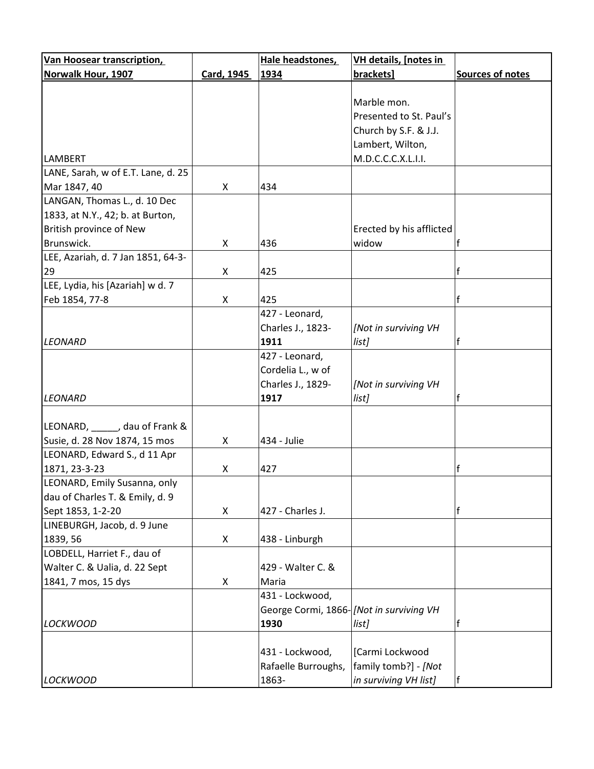| Van Hoosear transcription, Norwalk Hour, 1907 | Card, 1945 | Hale headstones, 1934 | VH details, [notes in brackets] | Sources of notes |
|---|---|---|---|---|
| LAMBERT | | | Marble mon. Presented to St. Paul's Church by S.F. & J.J. Lambert, Wilton, M.D.C.C.C.X.L.I.I. | |
| LANE, Sarah, w of E.T. Lane, d. 25 Mar 1847, 40 | X | 434 | | |
| LANGAN, Thomas L., d. 10 Dec 1833, at N.Y., 42; b. at Burton, British province of New Brunswick. | X | 436 | Erected by his afflicted widow | f |
| LEE, Azariah, d. 7 Jan 1851, 64-3-29 | X | 425 | | f |
| LEE, Lydia, his [Azariah] w d. 7 Feb 1854, 77-8 | X | 425 | | f |
| *LEONARD* | | 427 - Leonard, Charles J., 1823-**1911** | *[Not in surviving VH list]* | f |
| *LEONARD* | | 427 - Leonard, Cordelia L., w of Charles J., 1829-**1917** | *[Not in surviving VH list]* | f |
| LEONARD, _____, dau of Frank & Susie, d. 28 Nov 1874, 15 mos | X | 434 - Julie | | |
| LEONARD, Edward S., d 11 Apr 1871, 23-3-23 | X | 427 | | f |
| LEONARD, Emily Susanna, only dau of Charles T. & Emily, d. 9 Sept 1853, 1-2-20 | X | 427 - Charles J. | | f |
| LINEBURGH, Jacob, d. 9 June 1839, 56 | X | 438 - Linburgh | | |
| LOBDELL, Harriet F., dau of Walter C. & Ualia, d. 22 Sept 1841, 7 mos, 15 dys | X | 429 - Walter C. & Maria | | |
| *LOCKWOOD* | | 431 - Lockwood, George Cormi, 1866-**1930** | *[Not in surviving VH list]* | f |
| *LOCKWOOD* | | 431 - Lockwood, Rafaelle Burroughs, 1863- | [Carmi Lockwood family tomb?] - *[Not in surviving VH list]* | f |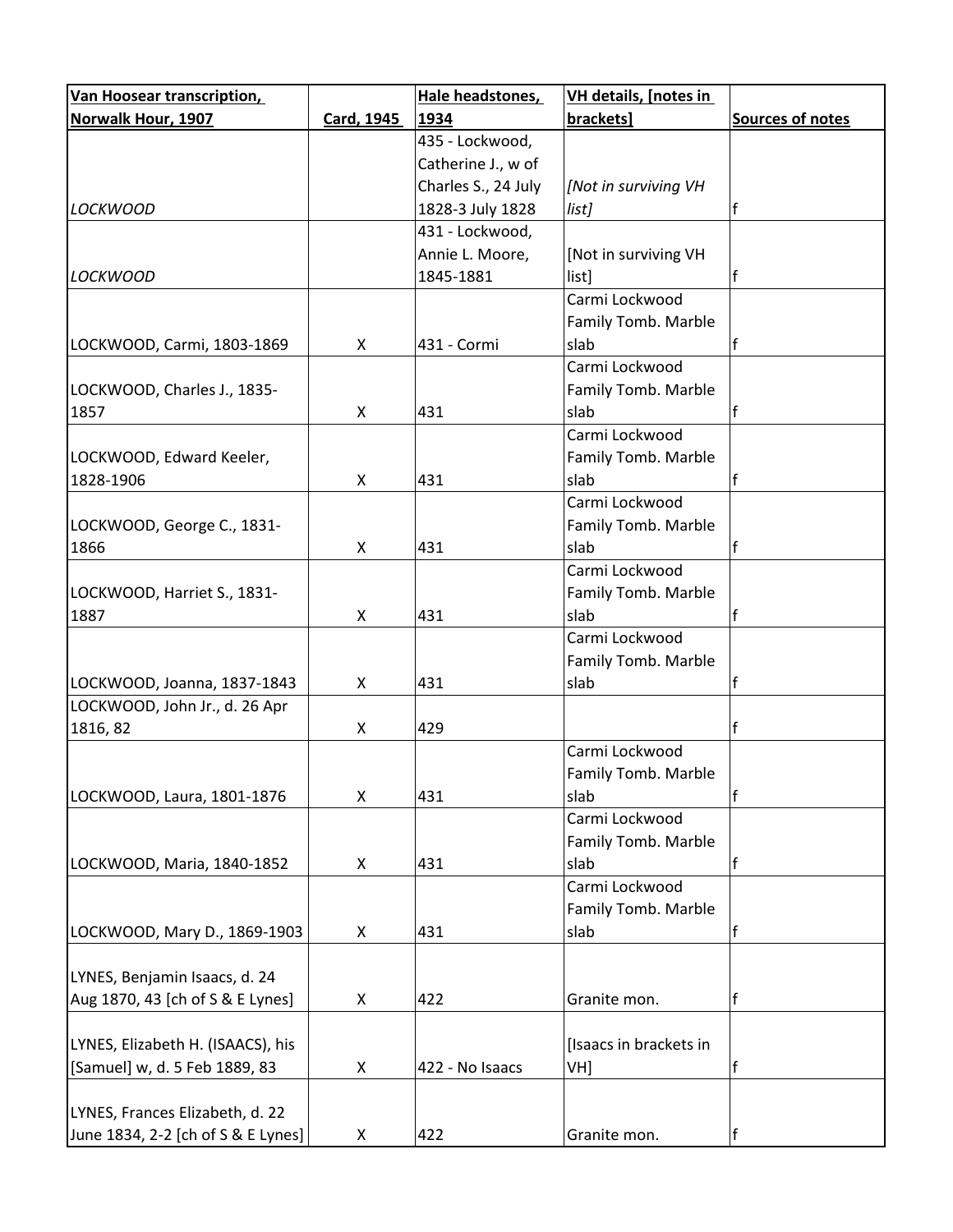| Van Hoosear transcription, Norwalk Hour, 1907 | Card, 1945 | Hale headstones, 1934 | VH details, [notes in brackets] | Sources of notes |
|---|---|---|---|---|
| *LOCKWOOD* | | 435 - Lockwood, Catherine J., w of Charles S., 24 July 1828-3 July 1828 | *[Not in surviving VH list]* | f |
| *LOCKWOOD* | | 431 - Lockwood, Annie L. Moore, 1845-1881 | [Not in surviving VH list] | f |
| LOCKWOOD, Carmi, 1803-1869 | X | 431 - Cormi | Carmi Lockwood Family Tomb. Marble slab | f |
| LOCKWOOD, Charles J., 1835-1857 | X | 431 | Carmi Lockwood Family Tomb. Marble slab | f |
| LOCKWOOD, Edward Keeler, 1828-1906 | X | 431 | Carmi Lockwood Family Tomb. Marble slab | f |
| LOCKWOOD, George C., 1831-1866 | X | 431 | Carmi Lockwood Family Tomb. Marble slab | f |
| LOCKWOOD, Harriet S., 1831-1887 | X | 431 | Carmi Lockwood Family Tomb. Marble slab | f |
| LOCKWOOD, Joanna, 1837-1843 | X | 431 | Carmi Lockwood Family Tomb. Marble slab | f |
| LOCKWOOD, John Jr., d. 26 Apr 1816, 82 | X | 429 | | f |
| LOCKWOOD, Laura, 1801-1876 | X | 431 | Carmi Lockwood Family Tomb. Marble slab | f |
| LOCKWOOD, Maria, 1840-1852 | X | 431 | Carmi Lockwood Family Tomb. Marble slab | f |
| LOCKWOOD, Mary D., 1869-1903 | X | 431 | Carmi Lockwood Family Tomb. Marble slab | f |
| LYNES, Benjamin Isaacs, d. 24 Aug 1870, 43 [ch of S & E Lynes] | X | 422 | Granite mon. | f |
| LYNES, Elizabeth H. (ISAACS), his [Samuel] w, d. 5 Feb 1889, 83 | X | 422 - No Isaacs | [Isaacs in brackets in VH] | f |
| LYNES, Frances Elizabeth, d. 22 June 1834, 2-2 [ch of S & E Lynes] | X | 422 | Granite mon. | f |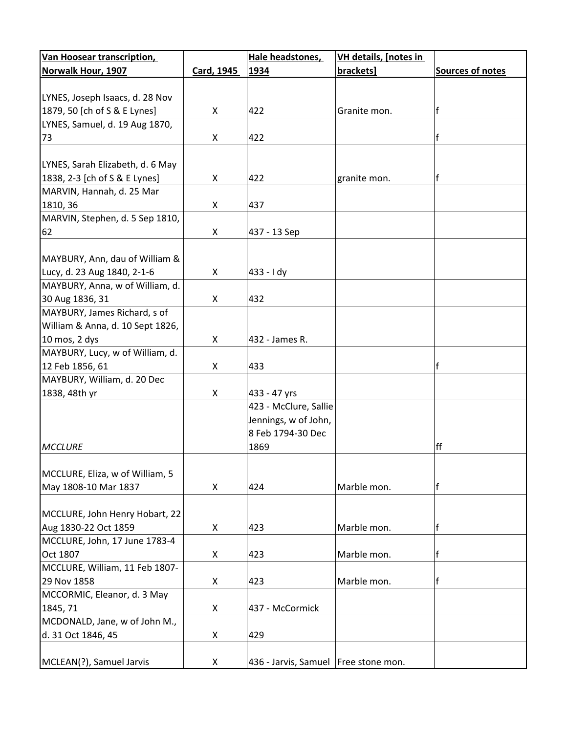| Van Hoosear transcription, Norwalk Hour, 1907 | Card, 1945 | Hale headstones, 1934 | VH details, [notes in brackets] | Sources of notes |
|---|---|---|---|---|
| LYNES, Joseph Isaacs, d. 28 Nov 1879, 50 [ch of S & E Lynes] | X | 422 | Granite mon. | f |
| LYNES, Samuel, d. 19 Aug 1870, 73 | X | 422 | | f |
| LYNES, Sarah Elizabeth, d. 6 May 1838, 2-3 [ch of S & E Lynes] | X | 422 | granite mon. | f |
| MARVIN, Hannah, d. 25 Mar 1810, 36 | X | 437 | | |
| MARVIN, Stephen, d. 5 Sep 1810, 62 | X | 437 - 13 Sep | | |
| MAYBURY, Ann, dau of William & Lucy, d. 23 Aug 1840, 2-1-6 | X | 433 - I dy | | |
| MAYBURY, Anna, w of William, d. 30 Aug 1836, 31 | X | 432 | | |
| MAYBURY, James Richard, s of William & Anna, d. 10 Sept 1826, 10 mos, 2 dys | X | 432 - James R. | | |
| MAYBURY, Lucy, w of William, d. 12 Feb 1856, 61 | X | 433 | | f |
| MAYBURY, William, d. 20 Dec 1838, 48th yr | X | 433 - 47 yrs | | |
| *MCCLURE* | | 423 - McClure, Sallie Jennings, w of John, 8 Feb 1794-30 Dec 1869 | | ff |
| MCCLURE, Eliza, w of William, 5 May 1808-10 Mar 1837 | X | 424 | Marble mon. | f |
| MCCLURE, John Henry Hobart, 22 Aug 1830-22 Oct 1859 | X | 423 | Marble mon. | f |
| MCCLURE, John, 17 June 1783-4 Oct 1807 | X | 423 | Marble mon. | f |
| MCCLURE, William, 11 Feb 1807-29 Nov 1858 | X | 423 | Marble mon. | f |
| MCCORMIC, Eleanor, d. 3 May 1845, 71 | X | 437 - McCormick | | |
| MCDONALD, Jane, w of John M., d. 31 Oct 1846, 45 | X | 429 | | |
| MCLEAN(?), Samuel Jarvis | X | 436 - Jarvis, Samuel | Free stone mon. | |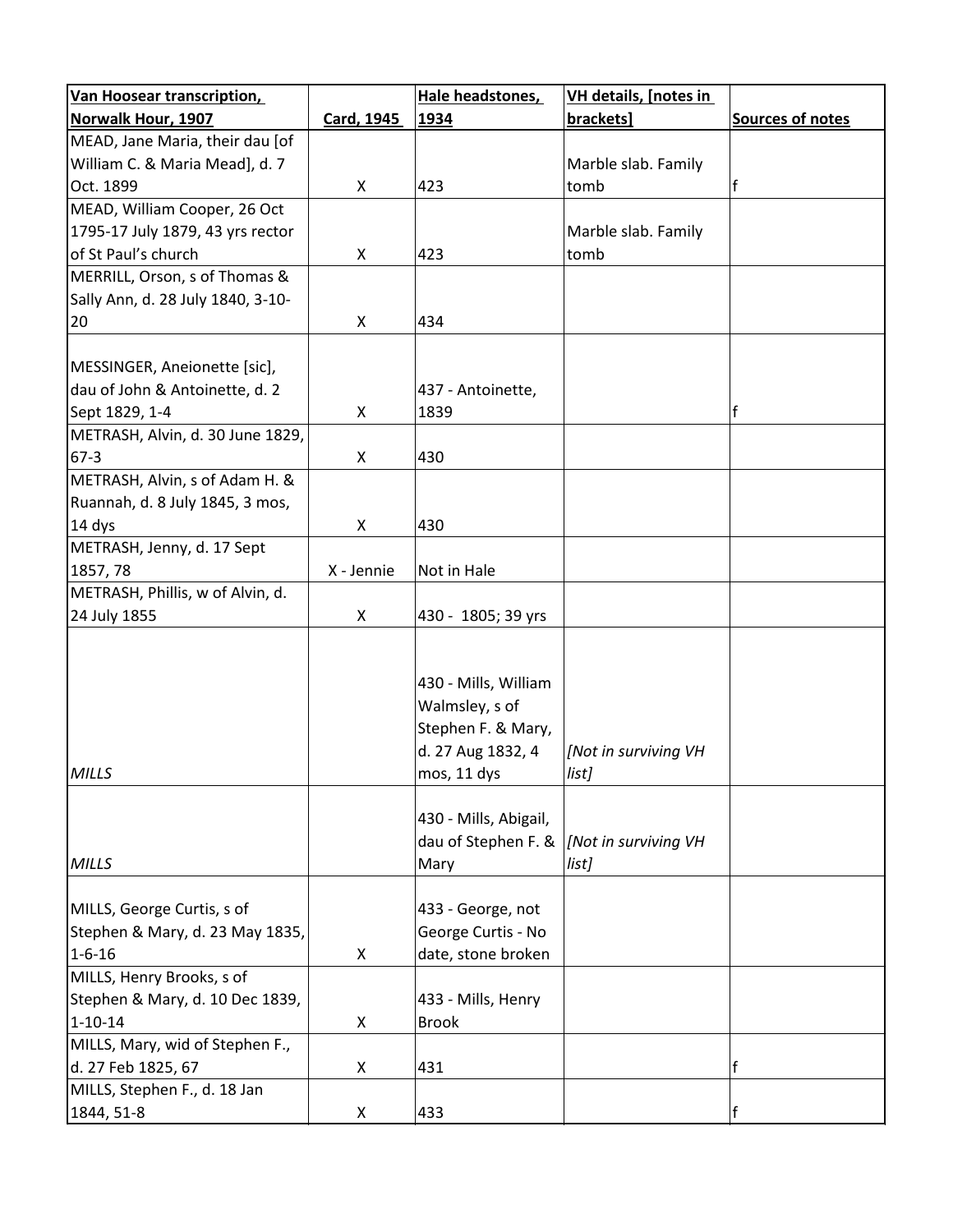| Van Hoosear transcription, Norwalk Hour, 1907 | Card, 1945 | Hale headstones, 1934 | VH details, [notes in brackets] | Sources of notes |
| --- | --- | --- | --- | --- |
| MEAD, Jane Maria, their dau [of William C. & Maria Mead], d. 7 Oct. 1899 | X | 423 | Marble slab. Family tomb | f |
| MEAD, William Cooper, 26 Oct 1795-17 July 1879, 43 yrs rector of St Paul's church | X | 423 | Marble slab. Family tomb | |
| MERRILL, Orson, s of Thomas & Sally Ann, d. 28 July 1840, 3-10-20 | X | 434 | | |
| MESSINGER, Aneionette [sic], dau of John & Antoinette, d. 2 Sept 1829, 1-4 | X | 437 - Antoinette, 1839 | | f |
| METRASH, Alvin, d. 30 June 1829, 67-3 | X | 430 | | |
| METRASH, Alvin, s of Adam H. & Ruannah, d. 8 July 1845, 3 mos, 14 dys | X | 430 | | |
| METRASH, Jenny, d. 17 Sept 1857, 78 | X - Jennie | Not in Hale | | |
| METRASH, Phillis, w of Alvin, d. 24 July 1855 | X | 430 - 1805; 39 yrs | | |
| *MILLS* | | 430 - Mills, William Walmsley, s of Stephen F. & Mary, d. 27 Aug 1832, 4 mos, 11 dys | *[Not in surviving VH list]* | f |
| *MILLS* | | 430 - Mills, Abigail, dau of Stephen F. & Mary | *[Not in surviving VH list]* | |
| MILLS, George Curtis, s of Stephen & Mary, d. 23 May 1835, 1-6-16 | X | 433 - George, not George Curtis - No date, stone broken | | |
| MILLS, Henry Brooks, s of Stephen & Mary, d. 10 Dec 1839, 1-10-14 | X | 433 - Mills, Henry Brook | | |
| MILLS, Mary, wid of Stephen F., d. 27 Feb 1825, 67 | X | 431 | | f |
| MILLS, Stephen F., d. 18 Jan 1844, 51-8 | X | 433 | | f |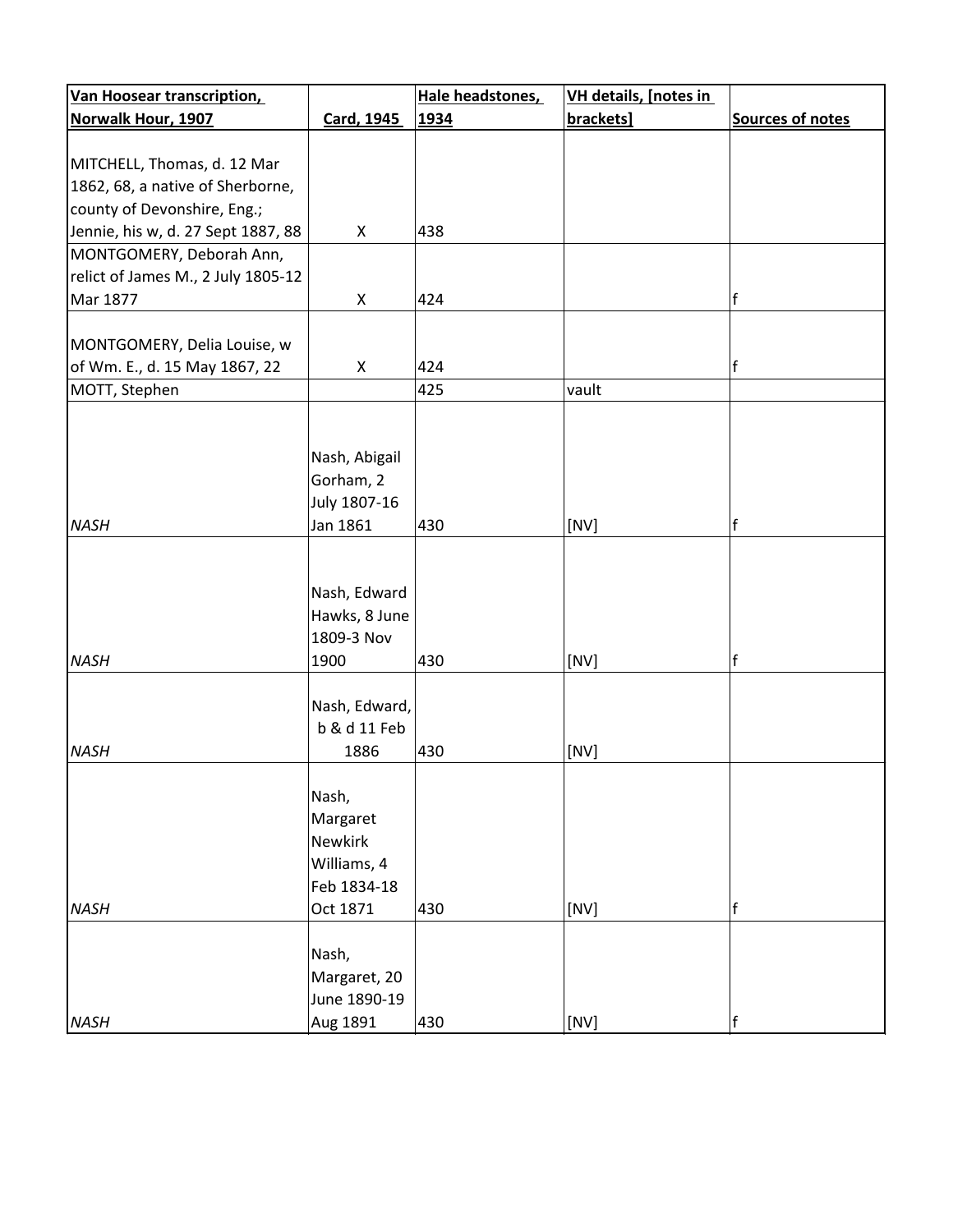| Van Hoosear transcription, Norwalk Hour, 1907 | Card, 1945 | Hale headstones, 1934 | VH details, [notes in brackets] | Sources of notes |
|---|---|---|---|---|
| MITCHELL, Thomas, d. 12 Mar 1862, 68, a native of Sherborne, county of Devonshire, Eng.; Jennie, his w, d. 27 Sept 1887, 88 | X | 438 | | |
| MONTGOMERY, Deborah Ann, relict of James M., 2 July 1805-12 Mar 1877 | X | 424 | | f |
| MONTGOMERY, Delia Louise, w of Wm. E., d. 15 May 1867, 22 | X | 424 | | f |
| MOTT, Stephen | | 425 | vault | |
| *NASH* | Nash, Abigail Gorham, 2 July 1807-16 Jan 1861 | 430 | [NV] | f |
| *NASH* | Nash, Edward Hawks, 8 June 1809-3 Nov 1900 | 430 | [NV] | f |
| *NASH* | Nash, Edward, b & d 11 Feb 1886 | 430 | [NV] | |
| *NASH* | Nash, Margaret Newkirk Williams, 4 Feb 1834-18 Oct 1871 | 430 | [NV] | f |
| *NASH* | Nash, Margaret, 20 June 1890-19 Aug 1891 | 430 | [NV] | f |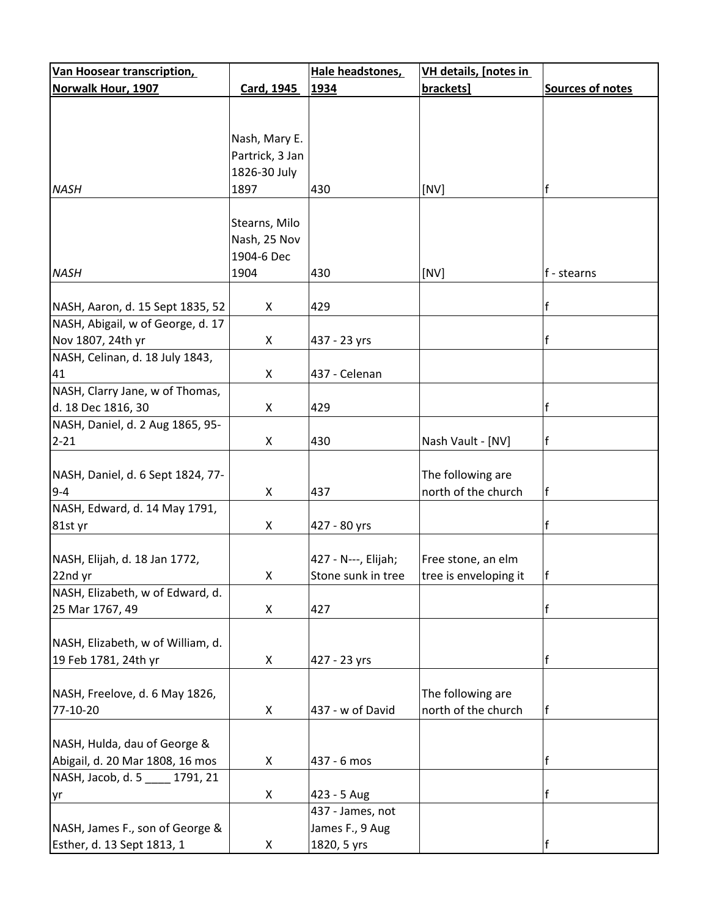| Van Hoosear transcription, Norwalk Hour, 1907 | Card, 1945 | Hale headstones, 1934 | VH details, [notes in brackets] | Sources of notes |
|---|---|---|---|---|
| *NASH* | Nash, Mary E. Partrick, 3 Jan 1826-30 July 1897 | 430 | [NV] | f |
| *NASH* | Stearns, Milo Nash, 25 Nov 1904-6 Dec 1904 | 430 | [NV] | f - stearns |
| NASH, Aaron, d. 15 Sept 1835, 52 | X | 429 | | f |
| NASH, Abigail, w of George, d. 17 Nov 1807, 24th yr | X | 437 - 23 yrs | | f |
| NASH, Celinan, d. 18 July 1843, 41 | X | 437 - Celenan | | |
| NASH, Clarry Jane, w of Thomas, d. 18 Dec 1816, 30 | X | 429 | | f |
| NASH, Daniel, d. 2 Aug 1865, 95-2-21 | X | 430 | Nash Vault - [NV] | f |
| NASH, Daniel, d. 6 Sept 1824, 77-9-4 | X | 437 | The following are north of the church | f |
| NASH, Edward, d. 14 May 1791, 81st yr | X | 427 - 80 yrs | | f |
| NASH, Elijah, d. 18 Jan 1772, 22nd yr | X | 427 - N---, Elijah; Stone sunk in tree | Free stone, an elm tree is enveloping it | f |
| NASH, Elizabeth, w of Edward, d. 25 Mar 1767, 49 | X | 427 | | f |
| NASH, Elizabeth, w of William, d. 19 Feb 1781, 24th yr | X | 427 - 23 yrs | | f |
| NASH, Freelove, d. 6 May 1826, 77-10-20 | X | 437 - w of David | The following are north of the church | f |
| NASH, Hulda, dau of George & Abigail, d. 20 Mar 1808, 16 mos | X | 437 - 6 mos | | f |
| NASH, Jacob, d. 5 ____ 1791, 21 yr | X | 423 - 5 Aug | | f |
| NASH, James F., son of George & Esther, d. 13 Sept 1813, 1 | X | 437 - James, not James F., 9 Aug 1820, 5 yrs | | f |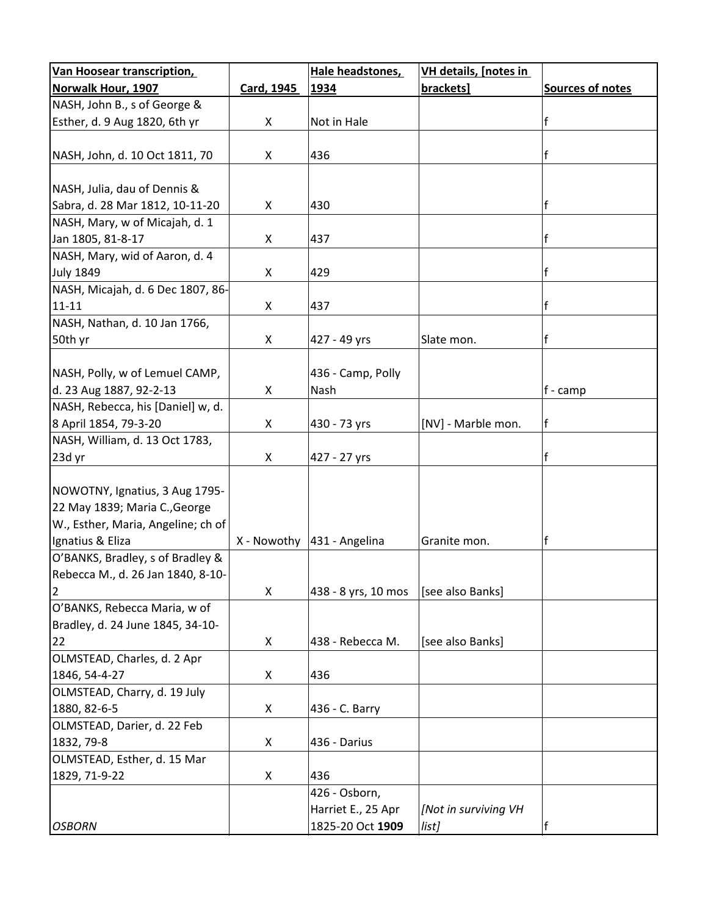| Van Hoosear transcription, Norwalk Hour, 1907 | Card, 1945 | Hale headstones, 1934 | VH details, [notes in brackets] | Sources of notes |
| --- | --- | --- | --- | --- |
| NASH, John B., s of George & Esther, d. 9 Aug 1820, 6th yr | X | Not in Hale | | f |
| NASH, John, d. 10 Oct 1811, 70 | X | 436 | | f |
| NASH, Julia, dau of Dennis & Sabra, d. 28 Mar 1812, 10-11-20 | X | 430 | | f |
| NASH, Mary, w of Micajah, d. 1 Jan 1805, 81-8-17 | X | 437 | | f |
| NASH, Mary, wid of Aaron, d. 4 July 1849 | X | 429 | | f |
| NASH, Micajah, d. 6 Dec 1807, 86-11-11 | X | 437 | | f |
| NASH, Nathan, d. 10 Jan 1766, 50th yr | X | 427 - 49 yrs | Slate mon. | f |
| NASH, Polly, w of Lemuel CAMP, d. 23 Aug 1887, 92-2-13 | X | 436 - Camp, Polly Nash | | f - camp |
| NASH, Rebecca, his [Daniel] w, d. 8 April 1854, 79-3-20 | X | 430 - 73 yrs | [NV] - Marble mon. | f |
| NASH, William, d. 13 Oct 1783, 23d yr | X | 427 - 27 yrs | | f |
| NOWOTNY, Ignatius, 3 Aug 1795-22 May 1839; Maria C.,George W., Esther, Maria, Angeline; ch of Ignatius & Eliza | X - Nowothy | 431 - Angelina | Granite mon. | f |
| O'BANKS, Bradley, s of Bradley & Rebecca M., d. 26 Jan 1840, 8-10-2 | X | 438 - 8 yrs, 10 mos | [see also Banks] | |
| O'BANKS, Rebecca Maria, w of Bradley, d. 24 June 1845, 34-10-22 | X | 438 - Rebecca M. | [see also Banks] | |
| OLMSTEAD, Charles, d. 2 Apr 1846, 54-4-27 | X | 436 | | |
| OLMSTEAD, Charry, d. 19 July 1880, 82-6-5 | X | 436 - C. Barry | | |
| OLMSTEAD, Darier, d. 22 Feb 1832, 79-8 | X | 436 - Darius | | |
| OLMSTEAD, Esther, d. 15 Mar 1829, 71-9-22 | X | 436 | | |
| *OSBORN* | | 426 - Osborn, Harriet E., 25 Apr 1825-20 Oct **1909** | *[Not in surviving VH list]* | f |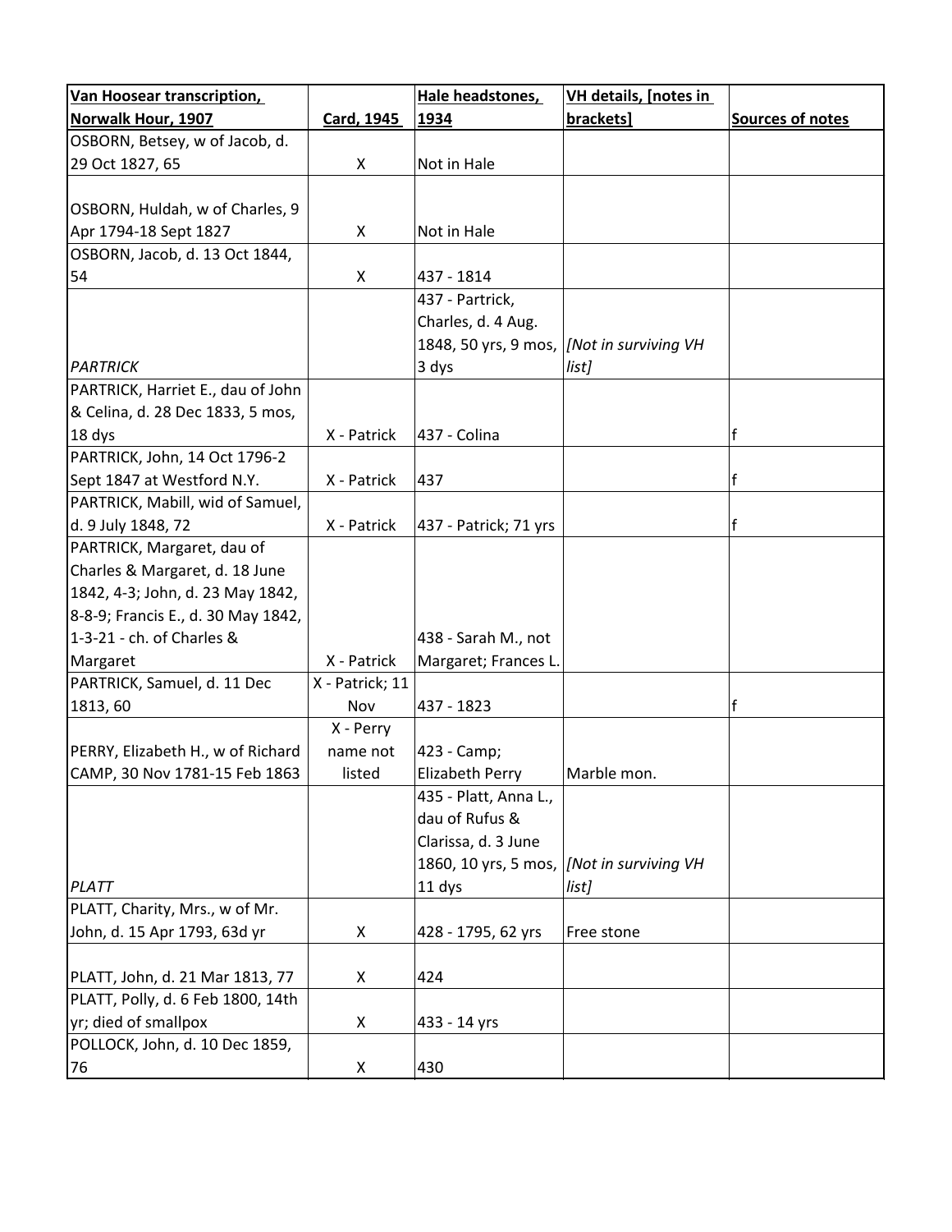| Van Hoosear transcription, Norwalk Hour, 1907 | Card, 1945 | Hale headstones, 1934 | VH details, [notes in brackets] | Sources of notes |
|---|---|---|---|---|
| OSBORN, Betsey, w of Jacob, d. 29 Oct 1827, 65 | X | Not in Hale | | |
| OSBORN, Huldah, w of Charles, 9 Apr 1794-18 Sept 1827 | X | Not in Hale | | |
| OSBORN, Jacob, d. 13 Oct 1844, 54 | X | 437 - 1814 | | |
| *PARTRICK* | | 437 - Partrick, Charles, d. 4 Aug. 1848, 50 yrs, 9 mos, 3 dys | *[Not in surviving VH list]* | |
| PARTRICK, Harriet E., dau of John & Celina, d. 28 Dec 1833, 5 mos, 18 dys | X - Patrick | 437 - Colina | | f |
| PARTRICK, John, 14 Oct 1796-2 Sept 1847 at Westford N.Y. | X - Patrick | 437 | | f |
| PARTRICK, Mabill, wid of Samuel, d. 9 July 1848, 72 | X - Patrick | 437 - Patrick; 71 yrs | | f |
| PARTRICK, Margaret, dau of Charles & Margaret, d. 18 June 1842, 4-3; John, d. 23 May 1842, 8-8-9; Francis E., d. 30 May 1842, 1-3-21 - ch. of Charles & Margaret | X - Patrick | 438 - Sarah M., not Margaret; Frances L. | | |
| PARTRICK, Samuel, d. 11 Dec 1813, 60 | X - Patrick; 11 Nov | 437 - 1823 | | f |
| PERRY, Elizabeth H., w of Richard CAMP, 30 Nov 1781-15 Feb 1863 | X - Perry name not listed | 423 - Camp; Elizabeth Perry | Marble mon. | |
| *PLATT* | | 435 - Platt, Anna L., dau of Rufus & Clarissa, d. 3 June 1860, 10 yrs, 5 mos, 11 dys | *[Not in surviving VH list]* | |
| PLATT, Charity, Mrs., w of Mr. John, d. 15 Apr 1793, 63d yr | X | 428 - 1795, 62 yrs | Free stone | |
| PLATT, John, d. 21 Mar 1813, 77 | X | 424 | | |
| PLATT, Polly, d. 6 Feb 1800, 14th yr; died of smallpox | X | 433 - 14 yrs | | |
| POLLOCK, John, d. 10 Dec 1859, 76 | X | 430 | | |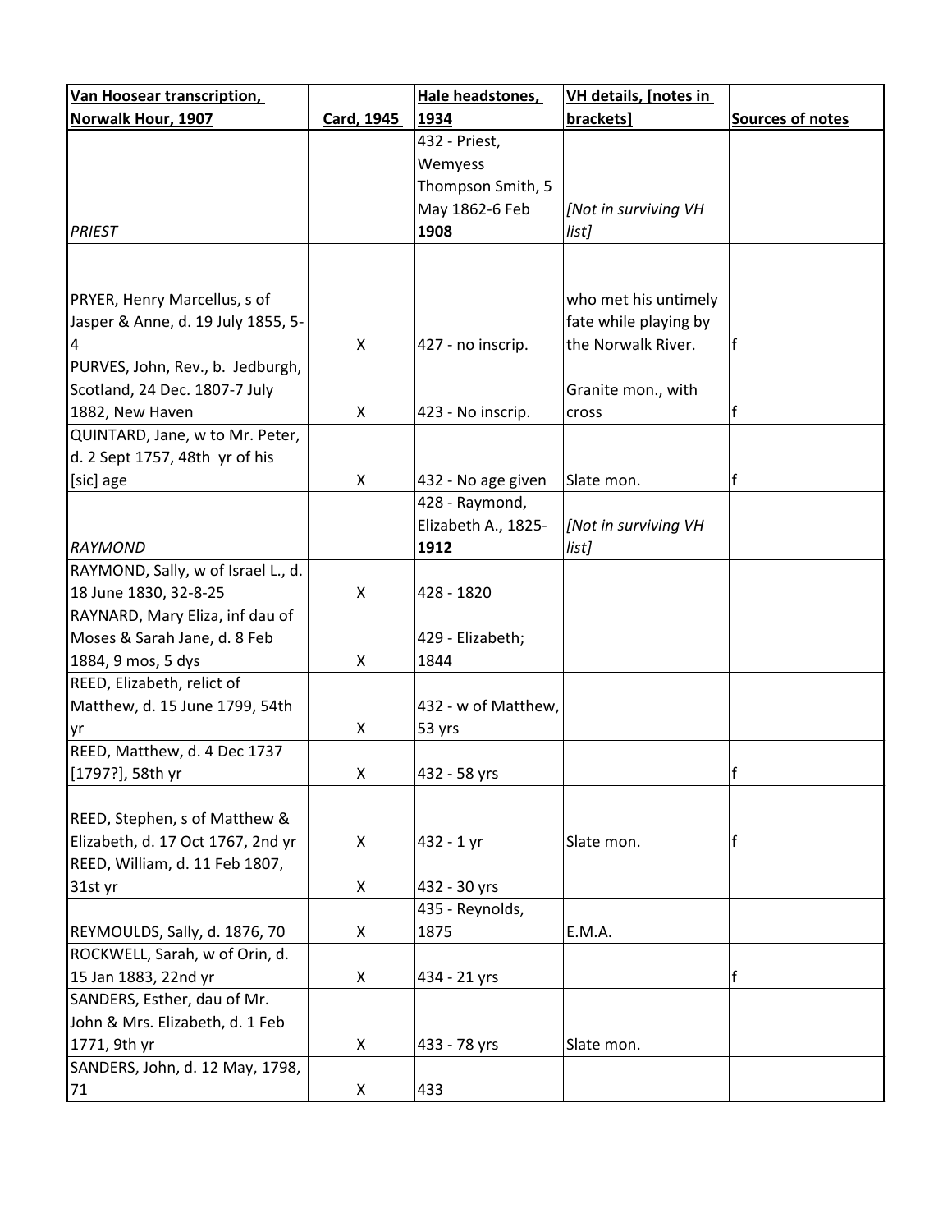| Van Hoosear transcription, Norwalk Hour, 1907 | Card, 1945 | Hale headstones, 1934 | VH details, [notes in brackets] | Sources of notes |
|---|---|---|---|---|
| *PRIEST* | | 432 - Priest, Wemyess Thompson Smith, 5 May 1862-6 Feb **1908** | *[Not in surviving VH list]* | |
| PRYER, Henry Marcellus, s of Jasper & Anne, d. 19 July 1855, 5-4 | X | 427 - no inscrip. | who met his untimely fate while playing by the Norwalk River. | f |
| PURVES, John, Rev., b. Jedburgh, Scotland, 24 Dec. 1807-7 July 1882, New Haven | X | 423 - No inscrip. | Granite mon., with cross | f |
| QUINTARD, Jane, w to Mr. Peter, d. 2 Sept 1757, 48th yr of his [sic] age | X | 432 - No age given | Slate mon. | f |
| *RAYMOND* | | 428 - Raymond, Elizabeth A., 1825-**1912** | *[Not in surviving VH list]* | |
| RAYMOND, Sally, w of Israel L., d. 18 June 1830, 32-8-25 | X | 428 - 1820 | | |
| RAYNARD, Mary Eliza, inf dau of Moses & Sarah Jane, d. 8 Feb 1884, 9 mos, 5 dys | X | 429 - Elizabeth; 1844 | | |
| REED, Elizabeth, relict of Matthew, d. 15 June 1799, 54th yr | X | 432 - w of Matthew, 53 yrs | | |
| REED, Matthew, d. 4 Dec 1737 [1797?], 58th yr | X | 432 - 58 yrs | | f |
| REED, Stephen, s of Matthew & Elizabeth, d. 17 Oct 1767, 2nd yr | X | 432 - 1 yr | Slate mon. | f |
| REED, William, d. 11 Feb 1807, 31st yr | X | 432 - 30 yrs | | |
| REYMOULDS, Sally, d. 1876, 70 | X | 435 - Reynolds, 1875 | E.M.A. | |
| ROCKWELL, Sarah, w of Orin, d. 15 Jan 1883, 22nd yr | X | 434 - 21 yrs | | f |
| SANDERS, Esther, dau of Mr. John & Mrs. Elizabeth, d. 1 Feb 1771, 9th yr | X | 433 - 78 yrs | Slate mon. | |
| SANDERS, John, d. 12 May, 1798, 71 | X | 433 | | |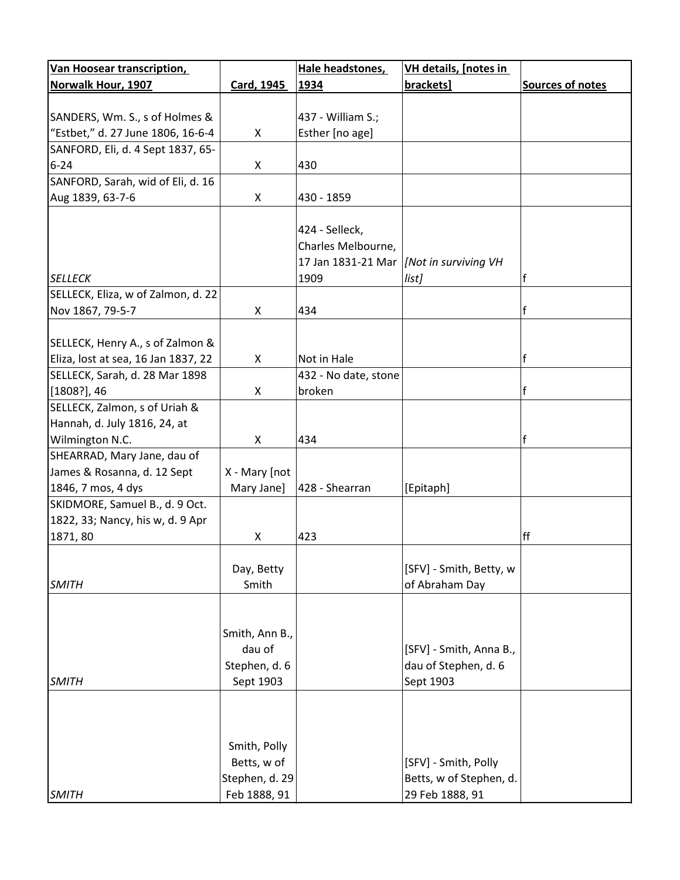| Van Hoosear transcription, Norwalk Hour, 1907 | Card, 1945 | Hale headstones, 1934 | VH details, [notes in brackets] | Sources of notes |
|---|---|---|---|---|
| SANDERS, Wm. S., s of Holmes & "Estbet," d. 27 June 1806, 16-6-4 | X | 437 - William S.; Esther [no age] | | |
| SANFORD, Eli, d. 4 Sept 1837, 65-6-24 | X | 430 | | |
| SANFORD, Sarah, wid of Eli, d. 16 Aug 1839, 63-7-6 | X | 430 - 1859 | | |
| *SELLECK* | | 424 - Selleck, Charles Melbourne, 17 Jan 1831-21 Mar 1909 | *[Not in surviving VH list]* | f |
| SELLECK, Eliza, w of Zalmon, d. 22 Nov 1867, 79-5-7 | X | 434 | | f |
| SELLECK, Henry A., s of Zalmon & Eliza, lost at sea, 16 Jan 1837, 22 | X | Not in Hale | | f |
| SELLECK, Sarah, d. 28 Mar 1898 [1808?], 46 | X | 432 - No date, stone broken | | f |
| SELLECK, Zalmon, s of Uriah & Hannah, d. July 1816, 24, at Wilmington N.C. | X | 434 | | f |
| SHEARRAD, Mary Jane, dau of James & Rosanna, d. 12 Sept 1846, 7 mos, 4 dys | X - Mary [not Mary Jane] | 428 - Shearran | [Epitaph] | |
| SKIDMORE, Samuel B., d. 9 Oct. 1822, 33; Nancy, his w, d. 9 Apr 1871, 80 | X | 423 | | ff |
| *SMITH* | Day, Betty Smith | | [SFV] - Smith, Betty, w of Abraham Day | |
| *SMITH* | Smith, Ann B., dau of Stephen, d. 6 Sept 1903 | | [SFV] - Smith, Anna B., dau of Stephen, d. 6 Sept 1903 | |
| *SMITH* | Smith, Polly Betts, w of Stephen, d. 29 Feb 1888, 91 | | [SFV] - Smith, Polly Betts, w of Stephen, d. 29 Feb 1888, 91 | |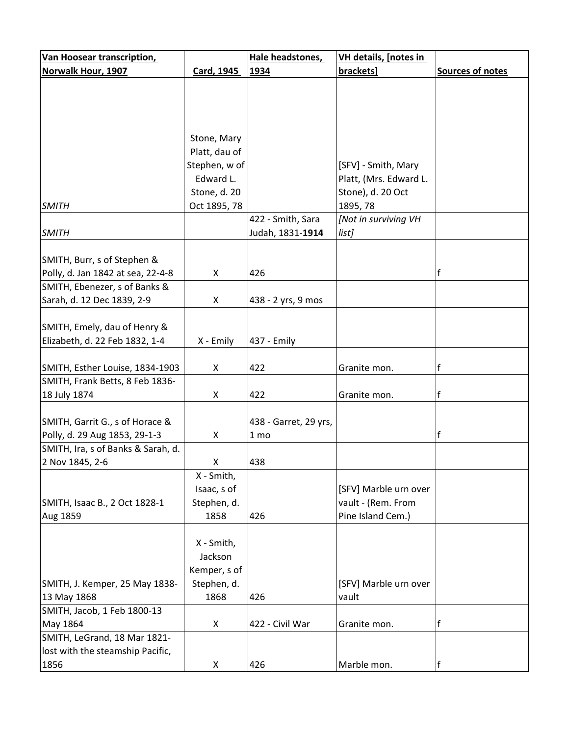| Van Hoosear transcription, Norwalk Hour, 1907 | Card, 1945 | Hale headstones, 1934 | VH details, [notes in brackets] | Sources of notes |
| --- | --- | --- | --- | --- |
| *SMITH* | Stone, Mary Platt, dau of Stephen, w of Edward L. Stone, d. 20 Oct 1895, 78 | | [SFV] - Smith, Mary Platt, (Mrs. Edward L. Stone), d. 20 Oct 1895, 78 | |
| *SMITH* | | 422 - Smith, Sara Judah, 1831-**1914** | *[Not in surviving VH list]* | |
| SMITH, Burr, s of Stephen & Polly, d. Jan 1842 at sea, 22-4-8 | X | 426 | | f |
| SMITH, Ebenezer, s of Banks & Sarah, d. 12 Dec 1839, 2-9 | X | 438 - 2 yrs, 9 mos | | |
| SMITH, Emely, dau of Henry & Elizabeth, d. 22 Feb 1832, 1-4 | X - Emily | 437 - Emily | | |
| SMITH, Esther Louise, 1834-1903 | X | 422 | Granite mon. | f |
| SMITH, Frank Betts, 8 Feb 1836-18 July 1874 | X | 422 | Granite mon. | f |
| SMITH, Garrit G., s of Horace & Polly, d. 29 Aug 1853, 29-1-3 | X | 438 - Garret, 29 yrs, 1 mo | | f |
| SMITH, Ira, s of Banks & Sarah, d. 2 Nov 1845, 2-6 | X | 438 | | |
| SMITH, Isaac B., 2 Oct 1828-1 Aug 1859 | X - Smith, Isaac, s of Stephen, d. 1858 | 426 | [SFV] Marble urn over vault - (Rem. From Pine Island Cem.) | |
| SMITH, J. Kemper, 25 May 1838-13 May 1868 | X - Smith, Jackson Kemper, s of Stephen, d. 1868 | 426 | [SFV] Marble urn over vault | |
| SMITH, Jacob, 1 Feb 1800-13 May 1864 | X | 422 - Civil War | Granite mon. | f |
| SMITH, LeGrand, 18 Mar 1821-lost with the steamship Pacific, 1856 | X | 426 | Marble mon. | f |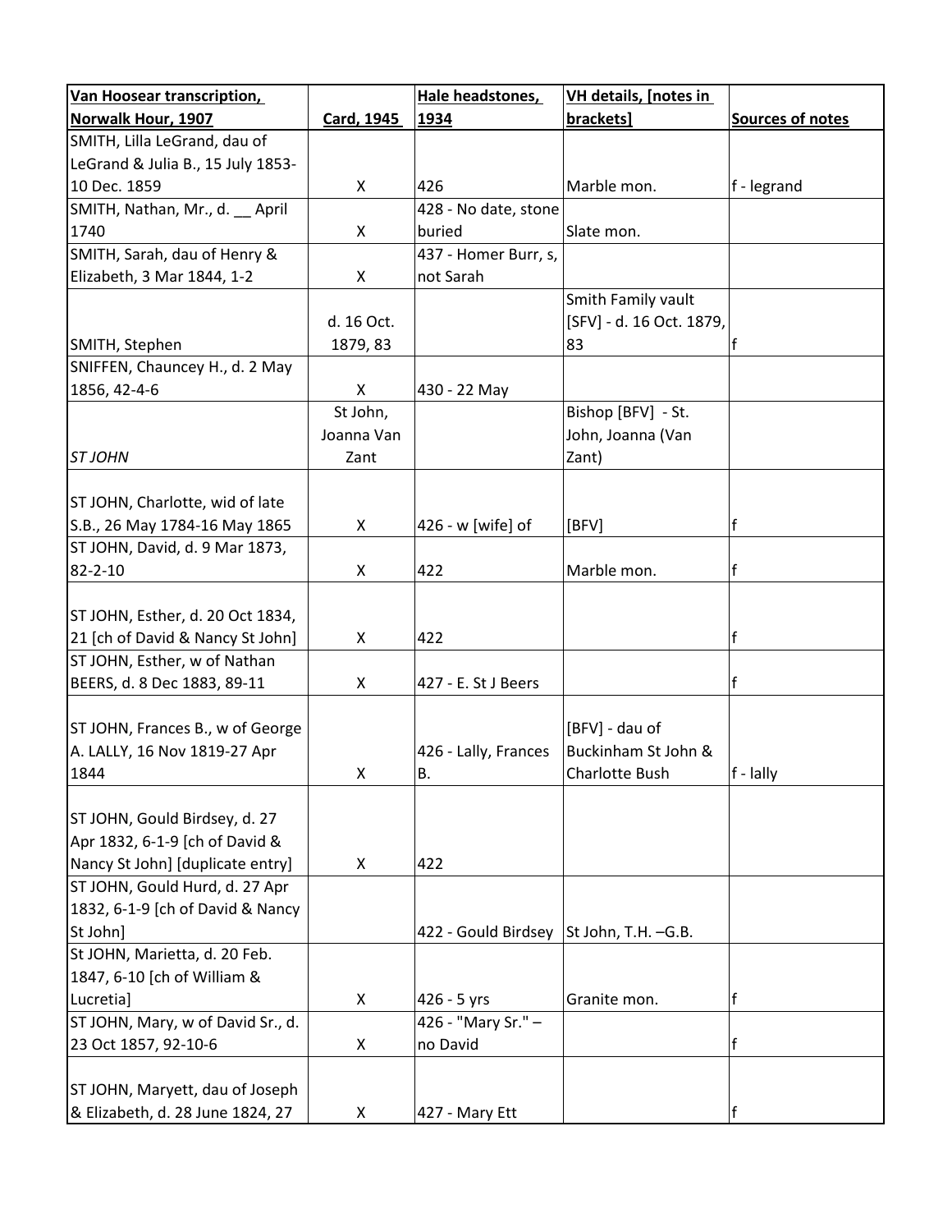| Van Hoosear transcription, Norwalk Hour, 1907 | Card, 1945 | Hale headstones, 1934 | VH details, [notes in brackets] | Sources of notes |
| --- | --- | --- | --- | --- |
| SMITH, Lilla LeGrand, dau of LeGrand & Julia B., 15 July 1853-10 Dec. 1859 | X | 426 | Marble mon. | f - legrand |
| SMITH, Nathan, Mr., d. __ April 1740 | X | 428 - No date, stone buried | Slate mon. | |
| SMITH, Sarah, dau of Henry & Elizabeth, 3 Mar 1844, 1-2 | X | 437 - Homer Burr, s, not Sarah | | |
| SMITH, Stephen | d. 16 Oct. 1879, 83 | | Smith Family vault [SFV] - d. 16 Oct. 1879, 83 | f |
| SNIFFEN, Chauncey H., d. 2 May 1856, 42-4-6 | X | 430 - 22 May | | |
| *ST JOHN* | St John, Joanna Van Zant | | Bishop [BFV] - St. John, Joanna (Van Zant) | |
| ST JOHN, Charlotte, wid of late S.B., 26 May 1784-16 May 1865 | X | 426 - w [wife] of | [BFV] | f |
| ST JOHN, David, d. 9 Mar 1873, 82-2-10 | X | 422 | Marble mon. | f |
| ST JOHN, Esther, d. 20 Oct 1834, 21 [ch of David & Nancy St John] | X | 422 | | f |
| ST JOHN, Esther, w of Nathan BEERS, d. 8 Dec 1883, 89-11 | X | 427 - E. St J Beers | | f |
| ST JOHN, Frances B., w of George A. LALLY, 16 Nov 1819-27 Apr 1844 | X | 426 - Lally, Frances B. | [BFV] - dau of Buckinham St John & Charlotte Bush | f - lally |
| ST JOHN, Gould Birdsey, d. 27 Apr 1832, 6-1-9 [ch of David & Nancy St John] [duplicate entry] | X | 422 | | |
| ST JOHN, Gould Hurd, d. 27 Apr 1832, 6-1-9 [ch of David & Nancy St John] | | 422 - Gould Birdsey | St John, T.H. –G.B. | |
| St JOHN, Marietta, d. 20 Feb. 1847, 6-10 [ch of William & Lucretia] | X | 426 - 5 yrs | Granite mon. | f |
| ST JOHN, Mary, w of David Sr., d. 23 Oct 1857, 92-10-6 | X | 426 - "Mary Sr." – no David | | f |
| ST JOHN, Maryett, dau of Joseph & Elizabeth, d. 28 June 1824, 27 | X | 427 - Mary Ett | | f |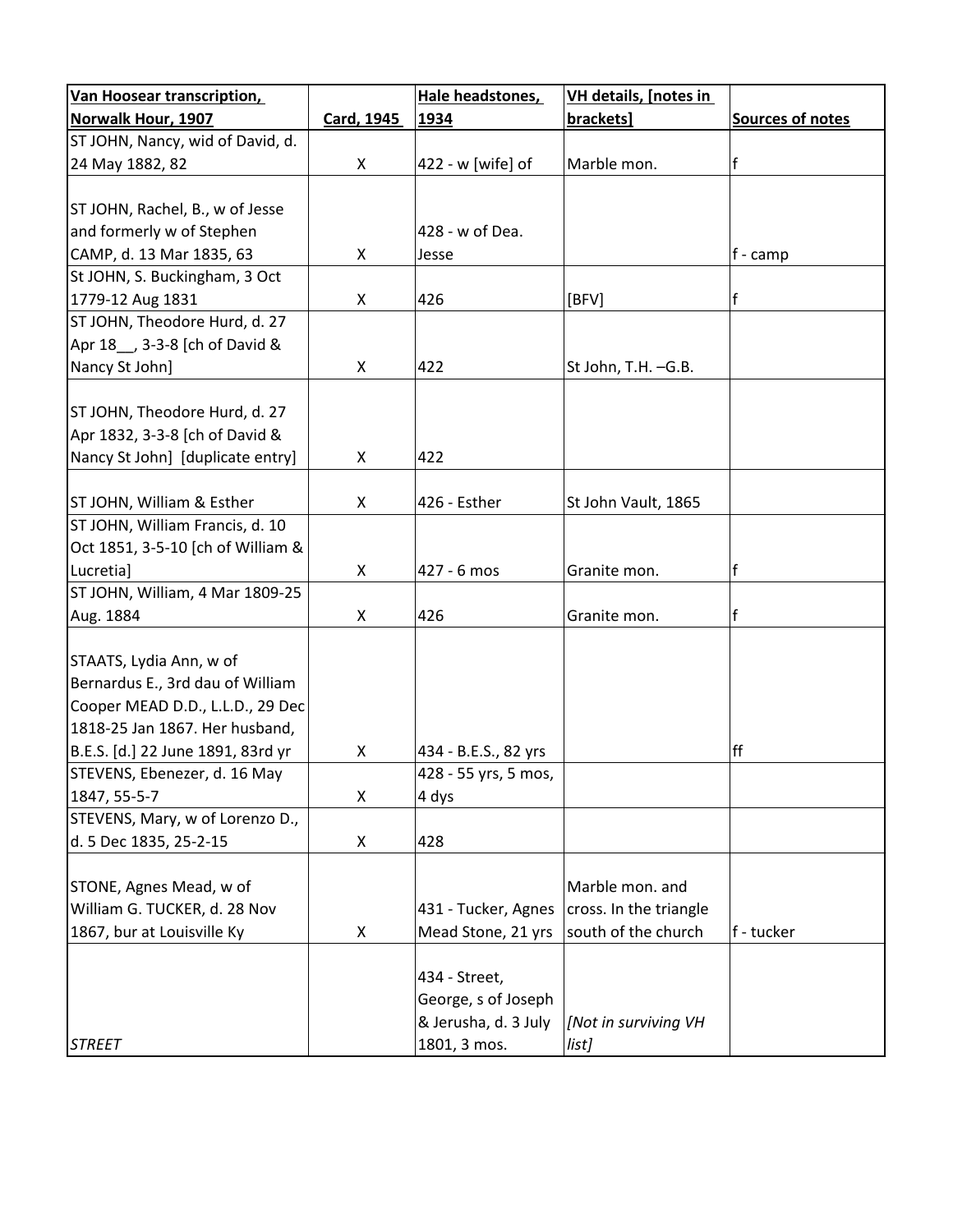| Van Hoosear transcription, Norwalk Hour, 1907 | Card, 1945 | Hale headstones, 1934 | VH details, [notes in brackets] | Sources of notes |
|---|---|---|---|---|
| ST JOHN, Nancy, wid of David, d. 24 May 1882, 82 | X | 422 - w [wife] of | Marble mon. | f |
| ST JOHN, Rachel, B., w of Jesse and formerly w of Stephen CAMP, d. 13 Mar 1835, 63 | X | 428 - w of Dea. Jesse | | f - camp |
| St JOHN, S. Buckingham, 3 Oct 1779-12 Aug 1831 | X | 426 | [BFV] | f |
| ST JOHN, Theodore Hurd, d. 27 Apr 18__, 3-3-8 [ch of David & Nancy St John] | X | 422 | St John, T.H. –G.B. | |
| ST JOHN, Theodore Hurd, d. 27 Apr 1832, 3-3-8 [ch of David & Nancy St John] [duplicate entry] | X | 422 | | |
| ST JOHN, William & Esther | X | 426 - Esther | St John Vault, 1865 | |
| ST JOHN, William Francis, d. 10 Oct 1851, 3-5-10 [ch of William & Lucretia] | X | 427 - 6 mos | Granite mon. | f |
| ST JOHN, William, 4 Mar 1809-25 Aug. 1884 | X | 426 | Granite mon. | f |
| STAATS, Lydia Ann, w of Bernardus E., 3rd dau of William Cooper MEAD D.D., L.L.D., 29 Dec 1818-25 Jan 1867. Her husband, B.E.S. [d.] 22 June 1891, 83rd yr | X | 434 - B.E.S., 82 yrs | | ff |
| STEVENS, Ebenezer, d. 16 May 1847, 55-5-7 | X | 428 - 55 yrs, 5 mos, 4 dys | | |
| STEVENS, Mary, w of Lorenzo D., d. 5 Dec 1835, 25-2-15 | X | 428 | | |
| STONE, Agnes Mead, w of William G. TUCKER, d. 28 Nov 1867, bur at Louisville Ky | X | 431 - Tucker, Agnes Mead Stone, 21 yrs | Marble mon. and cross. In the triangle south of the church | f - tucker |
| *STREET* | | 434 - Street, George, s of Joseph & Jerusha, d. 3 July 1801, 3 mos. | *[Not in surviving VH list]* | |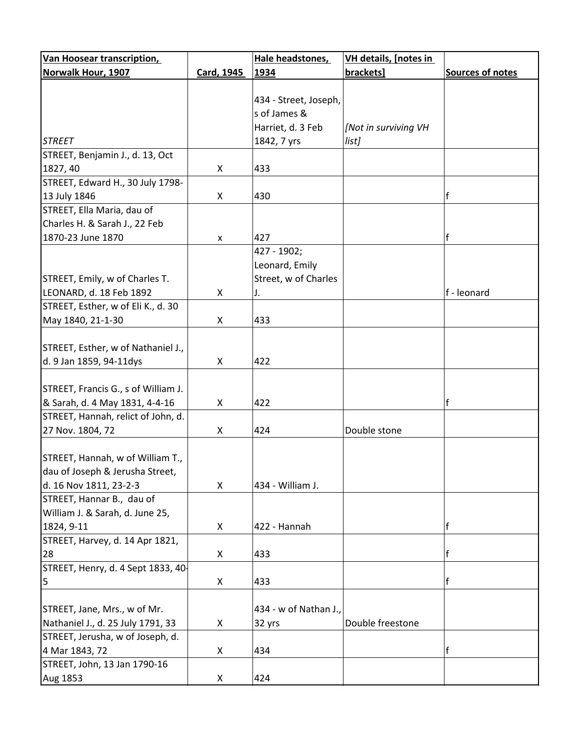| Van Hoosear transcription, Norwalk Hour, 1907 | Card, 1945 | Hale headstones, 1934 | VH details, [notes in brackets] | Sources of notes |
|---|---|---|---|---|
| *STREET* | | 434 - Street, Joseph, s of James & Harriet, d. 3 Feb 1842, 7 yrs | *[Not in surviving VH list]* | |
| STREET, Benjamin J., d. 13, Oct 1827, 40 | X | 433 | | |
| STREET, Edward H., 30 July 1798-13 July 1846 | X | 430 | | f |
| STREET, Ella Maria, dau of Charles H. & Sarah J., 22 Feb 1870-23 June 1870 | x | 427 | | f |
| STREET, Emily, w of Charles T. LEONARD, d. 18 Feb 1892 | X | 427 - 1902; Leonard, Emily Street, w of Charles J. | | f - leonard |
| STREET, Esther, w of Eli K., d. 30 May 1840, 21-1-30 | X | 433 | | |
| STREET, Esther, w of Nathaniel J., d. 9 Jan 1859, 94-11dys | X | 422 | | |
| STREET, Francis G., s of William J. & Sarah, d. 4 May 1831, 4-4-16 | X | 422 | | f |
| STREET, Hannah, relict of John, d. 27 Nov. 1804, 72 | X | 424 | Double stone | |
| STREET, Hannah, w of William T., dau of Joseph & Jerusha Street, d. 16 Nov 1811, 23-2-3 | X | 434 - William J. | | |
| STREET, Hannar B., dau of William J. & Sarah, d. June 25, 1824, 9-11 | X | 422 - Hannah | | f |
| STREET, Harvey, d. 14 Apr 1821, 28 | X | 433 | | f |
| STREET, Henry, d. 4 Sept 1833, 40-5 | X | 433 | | f |
| STREET, Jane, Mrs., w of Mr. Nathaniel J., d. 25 July 1791, 33 | X | 434 - w of Nathan J., 32 yrs | Double freestone | |
| STREET, Jerusha, w of Joseph, d. 4 Mar 1843, 72 | X | 434 | | f |
| STREET, John, 13 Jan 1790-16 Aug 1853 | X | 424 | | |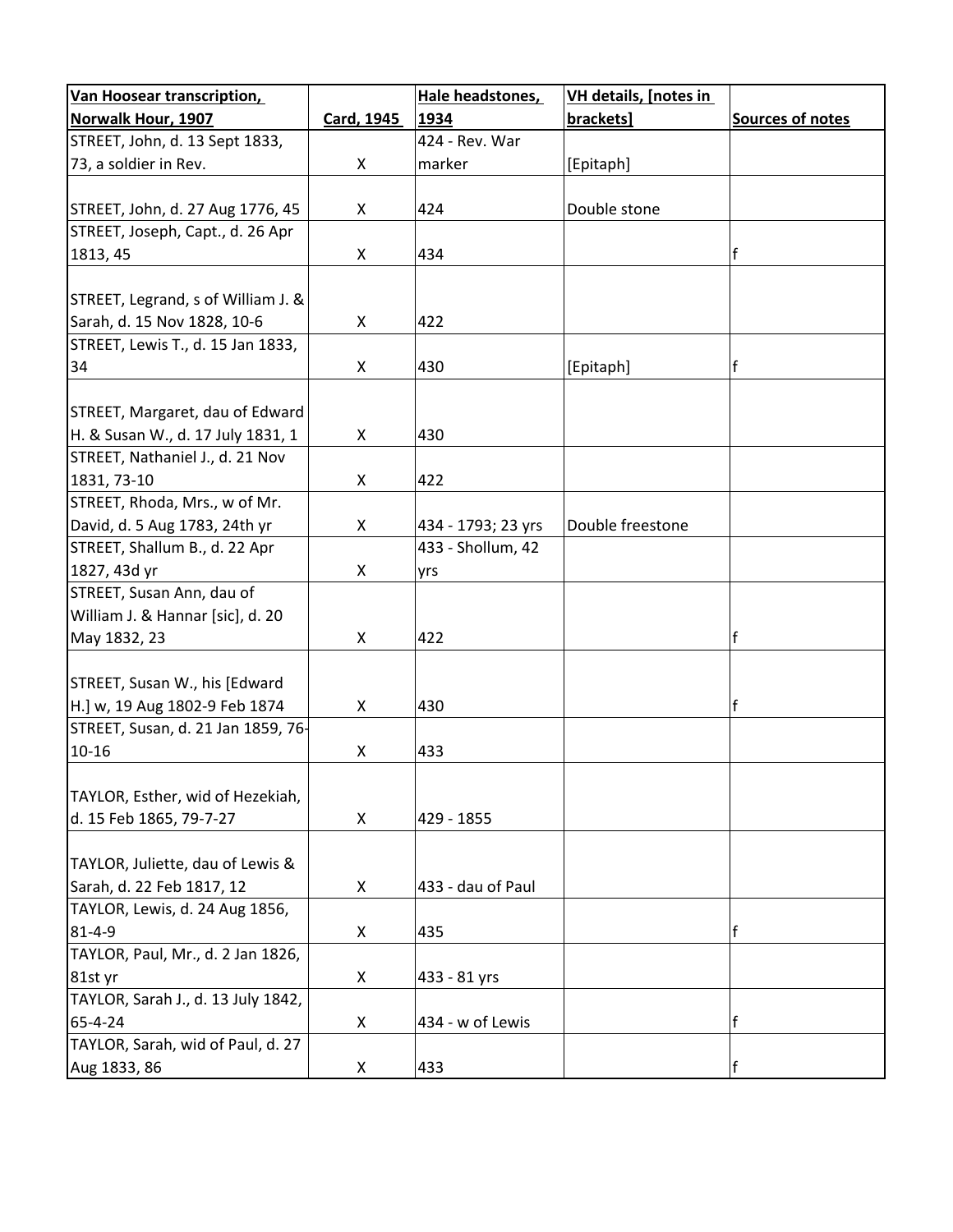| Van Hoosear transcription, Norwalk Hour, 1907 | Card, 1945 | Hale headstones, 1934 | VH details, [notes in brackets] | Sources of notes |
|---|---|---|---|---|
| STREET, John, d. 13 Sept 1833, 73, a soldier in Rev. | X | 424 - Rev. War marker | [Epitaph] | |
| STREET, John, d. 27 Aug 1776, 45 | X | 424 | Double stone | |
| STREET, Joseph, Capt., d. 26 Apr 1813, 45 | X | 434 | | f |
| STREET, Legrand, s of William J. & Sarah, d. 15 Nov 1828, 10-6 | X | 422 | | |
| STREET, Lewis T., d. 15 Jan 1833, 34 | X | 430 | [Epitaph] | f |
| STREET, Margaret, dau of Edward H. & Susan W., d. 17 July 1831, 1 | X | 430 | | |
| STREET, Nathaniel J., d. 21 Nov 1831, 73-10 | X | 422 | | |
| STREET, Rhoda, Mrs., w of Mr. David, d. 5 Aug 1783, 24th yr | X | 434 - 1793; 23 yrs | Double freestone | |
| STREET, Shallum B., d. 22 Apr 1827, 43d yr | X | 433 - Shollum, 42 yrs | | |
| STREET, Susan Ann, dau of William J. & Hannar [sic], d. 20 May 1832, 23 | X | 422 | | f |
| STREET, Susan W., his [Edward H.] w, 19 Aug 1802-9 Feb 1874 | X | 430 | | f |
| STREET, Susan, d. 21 Jan 1859, 76-10-16 | X | 433 | | |
| TAYLOR, Esther, wid of Hezekiah, d. 15 Feb 1865, 79-7-27 | X | 429 - 1855 | | |
| TAYLOR, Juliette, dau of Lewis & Sarah, d. 22 Feb 1817, 12 | X | 433 - dau of Paul | | |
| TAYLOR, Lewis, d. 24 Aug 1856, 81-4-9 | X | 435 | | f |
| TAYLOR, Paul, Mr., d. 2 Jan 1826, 81st yr | X | 433 - 81 yrs | | |
| TAYLOR, Sarah J., d. 13 July 1842, 65-4-24 | X | 434 - w of Lewis | | f |
| TAYLOR, Sarah, wid of Paul, d. 27 Aug 1833, 86 | X | 433 | | f |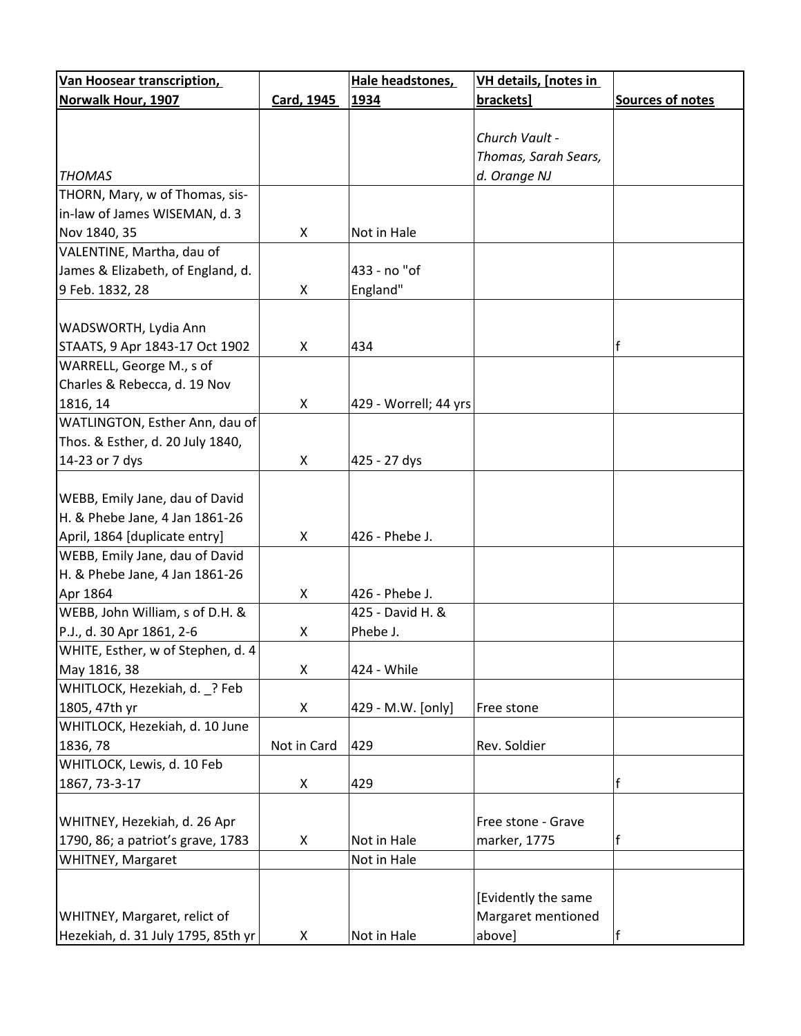| Van Hoosear transcription, Norwalk Hour, 1907 | Card, 1945 | Hale headstones, 1934 | VH details, [notes in brackets] | Sources of notes |
|---|---|---|---|---|
| *THOMAS* | | | *Church Vault - Thomas, Sarah Sears, d. Orange NJ* | |
| THORN, Mary, w of Thomas, sis-in-law of James WISEMAN, d. 3 Nov 1840, 35 | X | Not in Hale | | |
| VALENTINE, Martha, dau of James & Elizabeth, of England, d. 9 Feb. 1832, 28 | X | 433 - no "of England" | | |
| WADSWORTH, Lydia Ann STAATS, 9 Apr 1843-17 Oct 1902 | X | 434 | | f |
| WARRELL, George M., s of Charles & Rebecca, d. 19 Nov 1816, 14 | X | 429 - Worrell; 44 yrs | | |
| WATLINGTON, Esther Ann, dau of Thos. & Esther, d. 20 July 1840, 14-23 or 7 dys | X | 425 - 27 dys | | |
| WEBB, Emily Jane, dau of David H. & Phebe Jane, 4 Jan 1861-26 April, 1864 [duplicate entry] | X | 426 - Phebe J. | | |
| WEBB, Emily Jane, dau of David H. & Phebe Jane, 4 Jan 1861-26 Apr 1864 | X | 426 - Phebe J. | | |
| WEBB, John William, s of D.H. & P.J., d. 30 Apr 1861, 2-6 | X | 425 - David H. & Phebe J. | | |
| WHITE, Esther, w of Stephen, d. 4 May 1816, 38 | X | 424 - While | | |
| WHITLOCK, Hezekiah, d. _? Feb 1805, 47th yr | X | 429 - M.W. [only] | Free stone | |
| WHITLOCK, Hezekiah, d. 10 June 1836, 78 | Not in Card | 429 | Rev. Soldier | |
| WHITLOCK, Lewis, d. 10 Feb 1867, 73-3-17 | X | 429 | | f |
| WHITNEY, Hezekiah, d. 26 Apr 1790, 86; a patriot's grave, 1783 | X | Not in Hale | Free stone - Grave marker, 1775 | f |
| WHITNEY, Margaret | | Not in Hale | | |
| WHITNEY, Margaret, relict of Hezekiah, d. 31 July 1795, 85th yr | X | Not in Hale | [Evidently the same Margaret mentioned above] | f |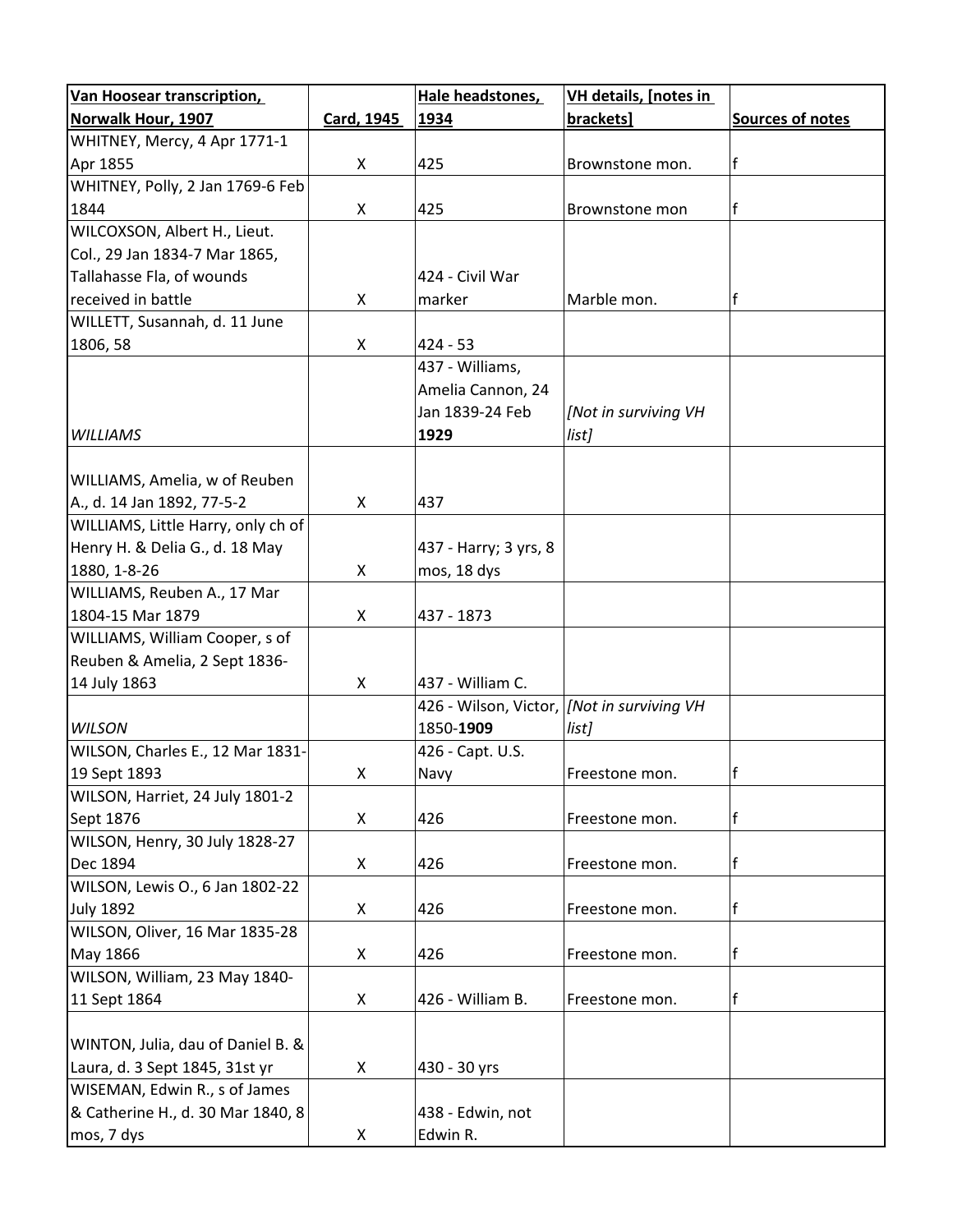| Van Hoosear transcription, Norwalk Hour, 1907 | Card, 1945 | Hale headstones, 1934 | VH details, [notes in brackets] | Sources of notes |
|---|---|---|---|---|
| WHITNEY, Mercy, 4 Apr 1771-1 Apr 1855 | X | 425 | Brownstone mon. | f |
| WHITNEY, Polly, 2 Jan 1769-6 Feb 1844 | X | 425 | Brownstone mon | f |
| WILCOXSON, Albert H., Lieut. Col., 29 Jan 1834-7 Mar 1865, Tallahasse Fla, of wounds received in battle | X | 424 - Civil War marker | Marble mon. | f |
| WILLETT, Susannah, d. 11 June 1806, 58 | X | 424 - 53 | | |
| *WILLIAMS* | | 437 - Williams, Amelia Cannon, 24 Jan 1839-24 Feb **1929** | *[Not in surviving VH list]* | |
| WILLIAMS, Amelia, w of Reuben A., d. 14 Jan 1892, 77-5-2 | X | 437 | | |
| WILLIAMS, Little Harry, only ch of Henry H. & Delia G., d. 18 May 1880, 1-8-26 | X | 437 - Harry; 3 yrs, 8 mos, 18 dys | | |
| WILLIAMS, Reuben A., 17 Mar 1804-15 Mar 1879 | X | 437 - 1873 | | |
| WILLIAMS, William Cooper, s of Reuben & Amelia, 2 Sept 1836-14 July 1863 | X | 437 - William C. | | |
| *WILSON* | | 426 - Wilson, Victor, 1850-**1909** | *[Not in surviving VH list]* | |
| WILSON, Charles E., 12 Mar 1831-19 Sept 1893 | X | 426 - Capt. U.S. Navy | Freestone mon. | f |
| WILSON, Harriet, 24 July 1801-2 Sept 1876 | X | 426 | Freestone mon. | f |
| WILSON, Henry, 30 July 1828-27 Dec 1894 | X | 426 | Freestone mon. | f |
| WILSON, Lewis O., 6 Jan 1802-22 July 1892 | X | 426 | Freestone mon. | f |
| WILSON, Oliver, 16 Mar 1835-28 May 1866 | X | 426 | Freestone mon. | f |
| WILSON, William, 23 May 1840-11 Sept 1864 | X | 426 - William B. | Freestone mon. | f |
| WINTON, Julia, dau of Daniel B. & Laura, d. 3 Sept 1845, 31st yr | X | 430 - 30 yrs | | |
| WISEMAN, Edwin R., s of James & Catherine H., d. 30 Mar 1840, 8 mos, 7 dys | X | 438 - Edwin, not Edwin R. | | |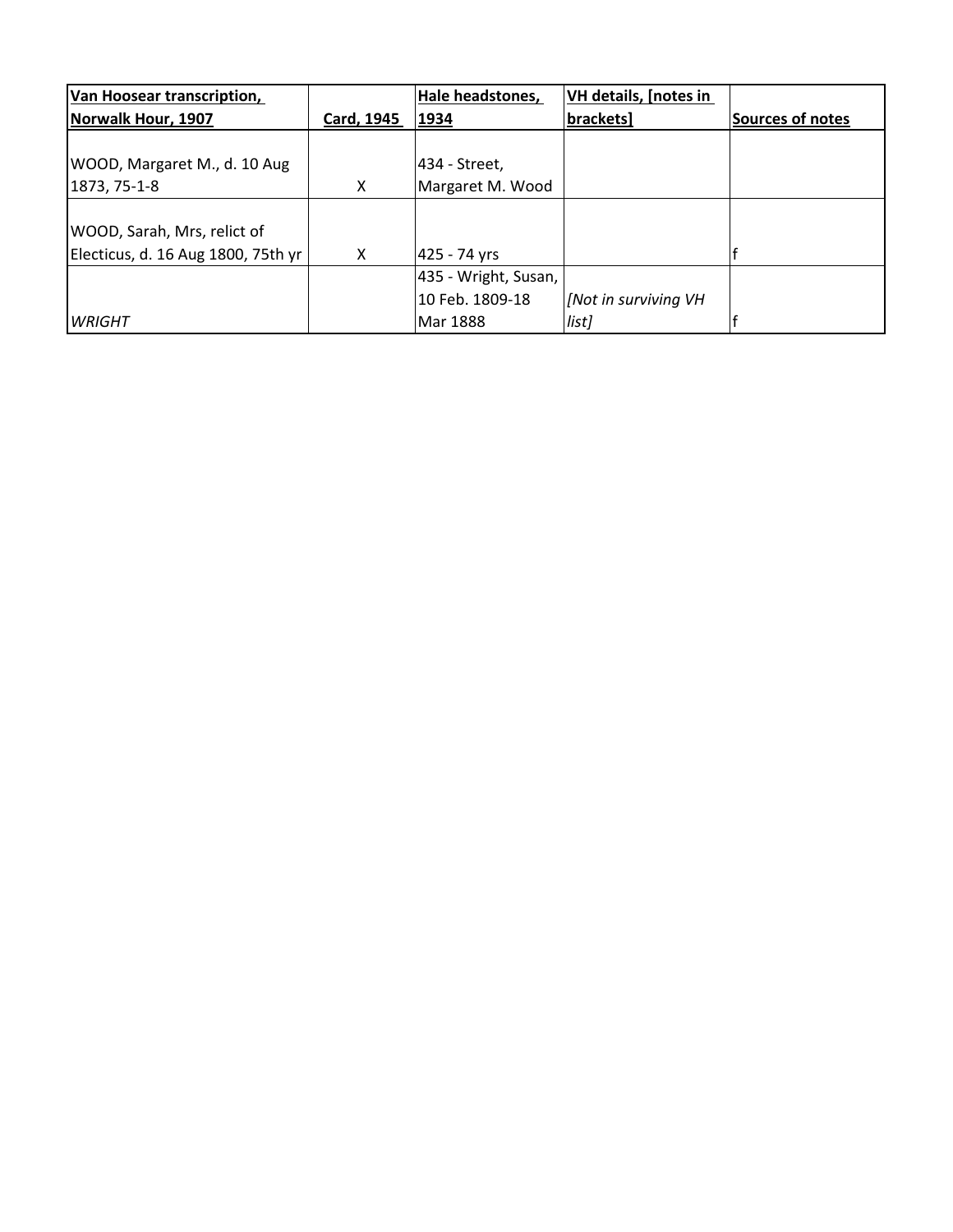| Van Hoosear transcription, Norwalk Hour, 1907 | Card, 1945 | Hale headstones, 1934 | VH details, [notes in brackets] | Sources of notes |
|---|---|---|---|---|
| WOOD, Margaret M., d. 10 Aug 1873, 75-1-8 | X | 434 - Street, Margaret M. Wood | | |
| WOOD, Sarah, Mrs, relict of Electicus, d. 16 Aug 1800, 75th yr | X | 425 - 74 yrs | | f |
| *WRIGHT* | | 435 - Wright, Susan, 10 Feb. 1809-18 Mar 1888 | *[Not in surviving VH list]* | f |